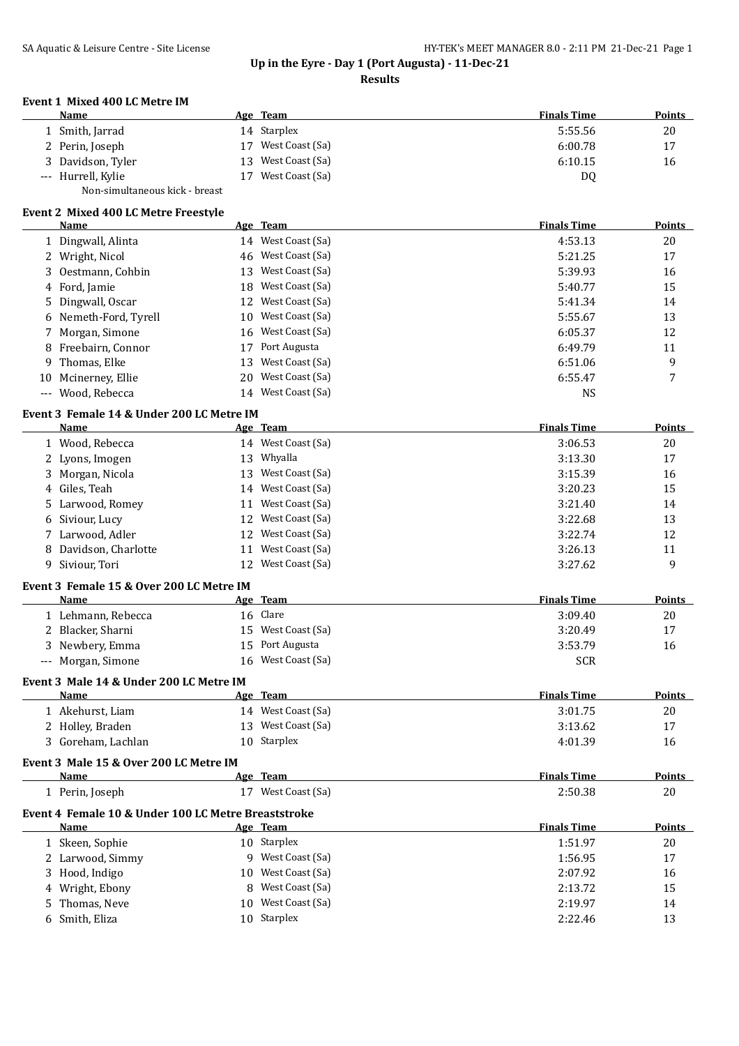# Up in the Eyre - Day 1 (Port Augusta) - 11-Dec-21

## Results

### Event 1 Mixed 400 LC Metre IM

| | Name | Age | Team | Finals Time | Points |
|---|---|---|---|---|---|
| 1 | Smith, Jarrad | 14 | Starplex | 5:55.56 | 20 |
| 2 | Perin, Joseph | 17 | West Coast (Sa) | 6:00.78 | 17 |
| 3 | Davidson, Tyler | 13 | West Coast (Sa) | 6:10.15 | 16 |
| --- | Hurrell, Kylie | 17 | West Coast (Sa) | DQ | |
| | Non-simultaneous kick - breast | | | | |

### Event 2 Mixed 400 LC Metre Freestyle

| | Name | Age | Team | Finals Time | Points |
|---|---|---|---|---|---|
| 1 | Dingwall, Alinta | 14 | West Coast (Sa) | 4:53.13 | 20 |
| 2 | Wright, Nicol | 46 | West Coast (Sa) | 5:21.25 | 17 |
| 3 | Oestmann, Cohbin | 13 | West Coast (Sa) | 5:39.93 | 16 |
| 4 | Ford, Jamie | 18 | West Coast (Sa) | 5:40.77 | 15 |
| 5 | Dingwall, Oscar | 12 | West Coast (Sa) | 5:41.34 | 14 |
| 6 | Nemeth-Ford, Tyrell | 10 | West Coast (Sa) | 5:55.67 | 13 |
| 7 | Morgan, Simone | 16 | West Coast (Sa) | 6:05.37 | 12 |
| 8 | Freebairn, Connor | 17 | Port Augusta | 6:49.79 | 11 |
| 9 | Thomas, Elke | 13 | West Coast (Sa) | 6:51.06 | 9 |
| 10 | Mcinerney, Ellie | 20 | West Coast (Sa) | 6:55.47 | 7 |
| --- | Wood, Rebecca | 14 | West Coast (Sa) | NS | |

### Event 3 Female 14 & Under 200 LC Metre IM

| | Name | Age | Team | Finals Time | Points |
|---|---|---|---|---|---|
| 1 | Wood, Rebecca | 14 | West Coast (Sa) | 3:06.53 | 20 |
| 2 | Lyons, Imogen | 13 | Whyalla | 3:13.30 | 17 |
| 3 | Morgan, Nicola | 13 | West Coast (Sa) | 3:15.39 | 16 |
| 4 | Giles, Teah | 14 | West Coast (Sa) | 3:20.23 | 15 |
| 5 | Larwood, Romey | 11 | West Coast (Sa) | 3:21.40 | 14 |
| 6 | Siviour, Lucy | 12 | West Coast (Sa) | 3:22.68 | 13 |
| 7 | Larwood, Adler | 12 | West Coast (Sa) | 3:22.74 | 12 |
| 8 | Davidson, Charlotte | 11 | West Coast (Sa) | 3:26.13 | 11 |
| 9 | Siviour, Tori | 12 | West Coast (Sa) | 3:27.62 | 9 |

### Event 3 Female 15 & Over 200 LC Metre IM

| | Name | Age | Team | Finals Time | Points |
|---|---|---|---|---|---|
| 1 | Lehmann, Rebecca | 16 | Clare | 3:09.40 | 20 |
| 2 | Blacker, Sharni | 15 | West Coast (Sa) | 3:20.49 | 17 |
| 3 | Newbery, Emma | 15 | Port Augusta | 3:53.79 | 16 |
| --- | Morgan, Simone | 16 | West Coast (Sa) | SCR | |

### Event 3 Male 14 & Under 200 LC Metre IM

| | Name | Age | Team | Finals Time | Points |
|---|---|---|---|---|---|
| 1 | Akehurst, Liam | 14 | West Coast (Sa) | 3:01.75 | 20 |
| 2 | Holley, Braden | 13 | West Coast (Sa) | 3:13.62 | 17 |
| 3 | Goreham, Lachlan | 10 | Starplex | 4:01.39 | 16 |

### Event 3 Male 15 & Over 200 LC Metre IM

| | Name | Age | Team | Finals Time | Points |
|---|---|---|---|---|---|
| 1 | Perin, Joseph | 17 | West Coast (Sa) | 2:50.38 | 20 |

### Event 4 Female 10 & Under 100 LC Metre Breaststroke

| | Name | Age | Team | Finals Time | Points |
|---|---|---|---|---|---|
| 1 | Skeen, Sophie | 10 | Starplex | 1:51.97 | 20 |
| 2 | Larwood, Simmy | 9 | West Coast (Sa) | 1:56.95 | 17 |
| 3 | Hood, Indigo | 10 | West Coast (Sa) | 2:07.92 | 16 |
| 4 | Wright, Ebony | 8 | West Coast (Sa) | 2:13.72 | 15 |
| 5 | Thomas, Neve | 10 | West Coast (Sa) | 2:19.97 | 14 |
| 6 | Smith, Eliza | 10 | Starplex | 2:22.46 | 13 |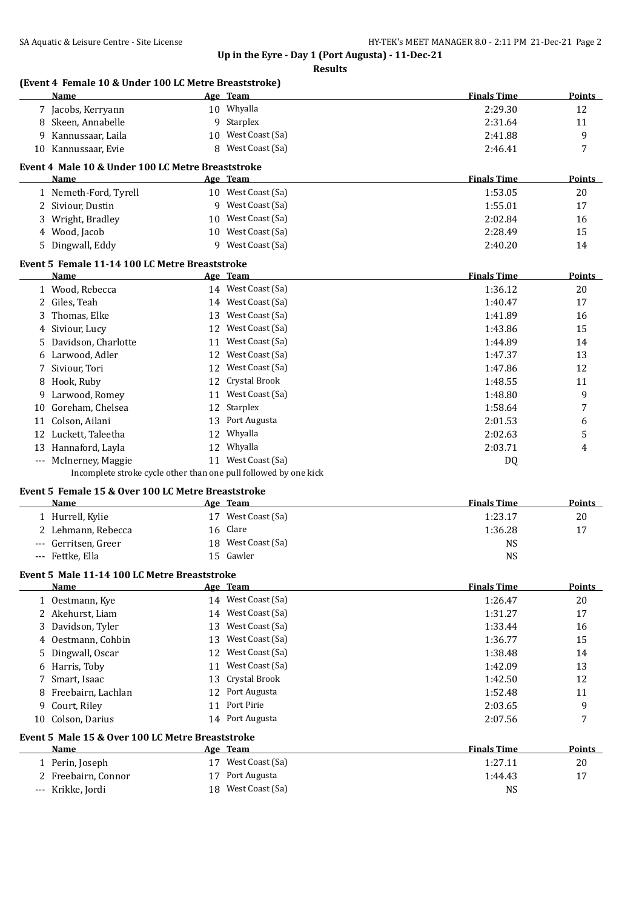## Up in the Eyre - Day 1 (Port Augusta) - 11-Dec-21

### Results

**(Event 4 Female 10 & Under 100 LC Metre Breaststroke)**

| | Name | Age | Team | Finals Time | Points |
|---|---|---|---|---|---|
| 7 | Jacobs, Kerryann | 10 | Whyalla | 2:29.30 | 12 |
| 8 | Skeen, Annabelle | 9 | Starplex | 2:31.64 | 11 |
| 9 | Kannussaar, Laila | 10 | West Coast (Sa) | 2:41.88 | 9 |
| 10 | Kannussaar, Evie | 8 | West Coast (Sa) | 2:46.41 | 7 |

**Event 4 Male 10 & Under 100 LC Metre Breaststroke**

| | Name | Age | Team | Finals Time | Points |
|---|---|---|---|---|---|
| 1 | Nemeth-Ford, Tyrell | 10 | West Coast (Sa) | 1:53.05 | 20 |
| 2 | Siviour, Dustin | 9 | West Coast (Sa) | 1:55.01 | 17 |
| 3 | Wright, Bradley | 10 | West Coast (Sa) | 2:02.84 | 16 |
| 4 | Wood, Jacob | 10 | West Coast (Sa) | 2:28.49 | 15 |
| 5 | Dingwall, Eddy | 9 | West Coast (Sa) | 2:40.20 | 14 |

**Event 5 Female 11-14 100 LC Metre Breaststroke**

| | Name | Age | Team | Finals Time | Points |
|---|---|---|---|---|---|
| 1 | Wood, Rebecca | 14 | West Coast (Sa) | 1:36.12 | 20 |
| 2 | Giles, Teah | 14 | West Coast (Sa) | 1:40.47 | 17 |
| 3 | Thomas, Elke | 13 | West Coast (Sa) | 1:41.89 | 16 |
| 4 | Siviour, Lucy | 12 | West Coast (Sa) | 1:43.86 | 15 |
| 5 | Davidson, Charlotte | 11 | West Coast (Sa) | 1:44.89 | 14 |
| 6 | Larwood, Adler | 12 | West Coast (Sa) | 1:47.37 | 13 |
| 7 | Siviour, Tori | 12 | West Coast (Sa) | 1:47.86 | 12 |
| 8 | Hook, Ruby | 12 | Crystal Brook | 1:48.55 | 11 |
| 9 | Larwood, Romey | 11 | West Coast (Sa) | 1:48.80 | 9 |
| 10 | Goreham, Chelsea | 12 | Starplex | 1:58.64 | 7 |
| 11 | Colson, Ailani | 13 | Port Augusta | 2:01.53 | 6 |
| 12 | Luckett, Taleetha | 12 | Whyalla | 2:02.63 | 5 |
| 13 | Hannaford, Layla | 12 | Whyalla | 2:03.71 | 4 |
| --- | McInerney, Maggie | 11 | West Coast (Sa) | DQ | |
| | Incomplete stroke cycle other than one pull followed by one kick | | | | |

**Event 5 Female 15 & Over 100 LC Metre Breaststroke**

| | Name | Age | Team | Finals Time | Points |
|---|---|---|---|---|---|
| 1 | Hurrell, Kylie | 17 | West Coast (Sa) | 1:23.17 | 20 |
| 2 | Lehmann, Rebecca | 16 | Clare | 1:36.28 | 17 |
| --- | Gerritsen, Greer | 18 | West Coast (Sa) | NS | |
| --- | Fettke, Ella | 15 | Gawler | NS | |

**Event 5 Male 11-14 100 LC Metre Breaststroke**

| | Name | Age | Team | Finals Time | Points |
|---|---|---|---|---|---|
| 1 | Oestmann, Kye | 14 | West Coast (Sa) | 1:26.47 | 20 |
| 2 | Akehurst, Liam | 14 | West Coast (Sa) | 1:31.27 | 17 |
| 3 | Davidson, Tyler | 13 | West Coast (Sa) | 1:33.44 | 16 |
| 4 | Oestmann, Cohbin | 13 | West Coast (Sa) | 1:36.77 | 15 |
| 5 | Dingwall, Oscar | 12 | West Coast (Sa) | 1:38.48 | 14 |
| 6 | Harris, Toby | 11 | West Coast (Sa) | 1:42.09 | 13 |
| 7 | Smart, Isaac | 13 | Crystal Brook | 1:42.50 | 12 |
| 8 | Freebairn, Lachlan | 12 | Port Augusta | 1:52.48 | 11 |
| 9 | Court, Riley | 11 | Port Pirie | 2:03.65 | 9 |
| 10 | Colson, Darius | 14 | Port Augusta | 2:07.56 | 7 |

**Event 5 Male 15 & Over 100 LC Metre Breaststroke**

| | Name | Age | Team | Finals Time | Points |
|---|---|---|---|---|---|
| 1 | Perin, Joseph | 17 | West Coast (Sa) | 1:27.11 | 20 |
| 2 | Freebairn, Connor | 17 | Port Augusta | 1:44.43 | 17 |
| --- | Krikke, Jordi | 18 | West Coast (Sa) | NS | |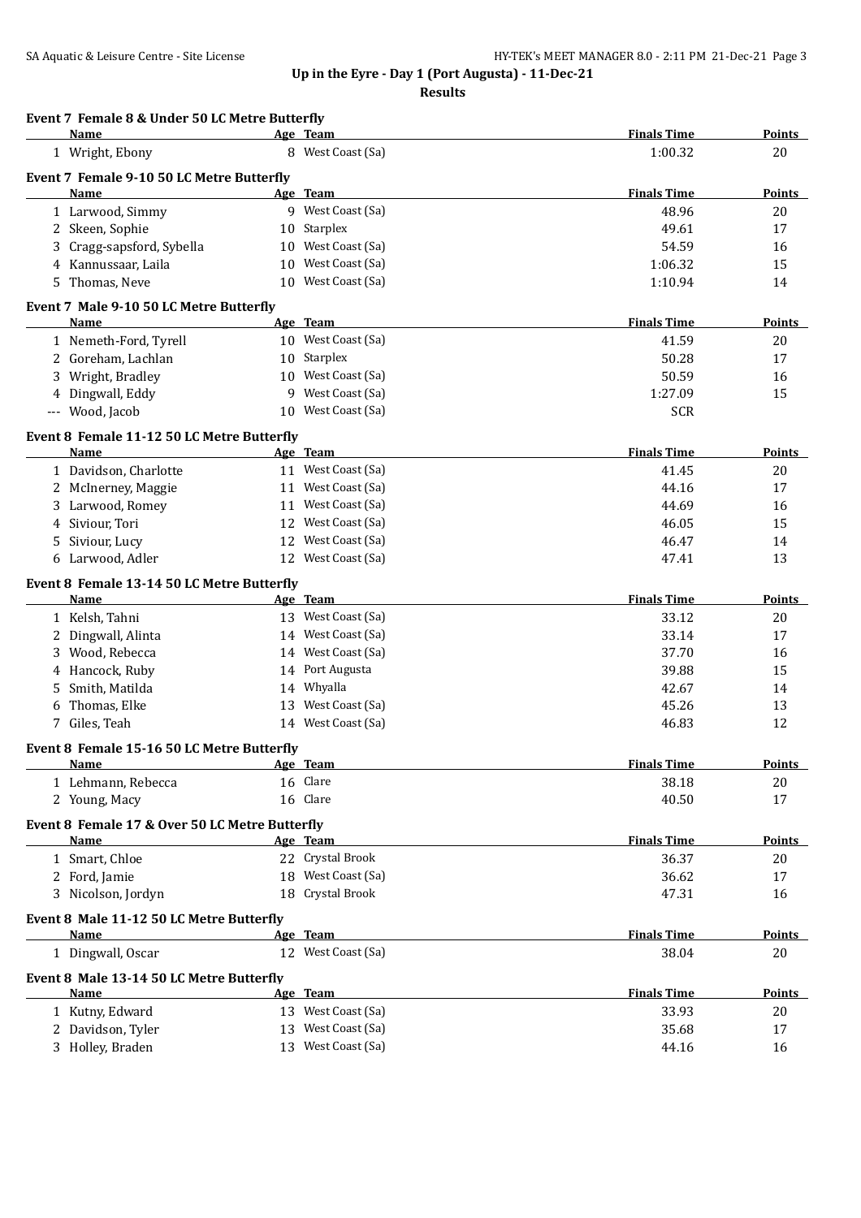## Up in the Eyre - Day 1 (Port Augusta) - 11-Dec-21

### Results

**Event 7 Female 8 & Under 50 LC Metre Butterfly**

| | Name | Age | Team | Finals Time | Points |
|---|---|---|---|---|---|
| 1 | Wright, Ebony | 8 | West Coast (Sa) | 1:00.32 | 20 |

**Event 7 Female 9-10 50 LC Metre Butterfly**

| | Name | Age | Team | Finals Time | Points |
|---|---|---|---|---|---|
| 1 | Larwood, Simmy | 9 | West Coast (Sa) | 48.96 | 20 |
| 2 | Skeen, Sophie | 10 | Starplex | 49.61 | 17 |
| 3 | Cragg-sapsford, Sybella | 10 | West Coast (Sa) | 54.59 | 16 |
| 4 | Kannussaar, Laila | 10 | West Coast (Sa) | 1:06.32 | 15 |
| 5 | Thomas, Neve | 10 | West Coast (Sa) | 1:10.94 | 14 |

**Event 7 Male 9-10 50 LC Metre Butterfly**

| | Name | Age | Team | Finals Time | Points |
|---|---|---|---|---|---|
| 1 | Nemeth-Ford, Tyrell | 10 | West Coast (Sa) | 41.59 | 20 |
| 2 | Goreham, Lachlan | 10 | Starplex | 50.28 | 17 |
| 3 | Wright, Bradley | 10 | West Coast (Sa) | 50.59 | 16 |
| 4 | Dingwall, Eddy | 9 | West Coast (Sa) | 1:27.09 | 15 |
| --- | Wood, Jacob | 10 | West Coast (Sa) | SCR | |

**Event 8 Female 11-12 50 LC Metre Butterfly**

| | Name | Age | Team | Finals Time | Points |
|---|---|---|---|---|---|
| 1 | Davidson, Charlotte | 11 | West Coast (Sa) | 41.45 | 20 |
| 2 | McInerney, Maggie | 11 | West Coast (Sa) | 44.16 | 17 |
| 3 | Larwood, Romey | 11 | West Coast (Sa) | 44.69 | 16 |
| 4 | Siviour, Tori | 12 | West Coast (Sa) | 46.05 | 15 |
| 5 | Siviour, Lucy | 12 | West Coast (Sa) | 46.47 | 14 |
| 6 | Larwood, Adler | 12 | West Coast (Sa) | 47.41 | 13 |

**Event 8 Female 13-14 50 LC Metre Butterfly**

| | Name | Age | Team | Finals Time | Points |
|---|---|---|---|---|---|
| 1 | Kelsh, Tahni | 13 | West Coast (Sa) | 33.12 | 20 |
| 2 | Dingwall, Alinta | 14 | West Coast (Sa) | 33.14 | 17 |
| 3 | Wood, Rebecca | 14 | West Coast (Sa) | 37.70 | 16 |
| 4 | Hancock, Ruby | 14 | Port Augusta | 39.88 | 15 |
| 5 | Smith, Matilda | 14 | Whyalla | 42.67 | 14 |
| 6 | Thomas, Elke | 13 | West Coast (Sa) | 45.26 | 13 |
| 7 | Giles, Teah | 14 | West Coast (Sa) | 46.83 | 12 |

**Event 8 Female 15-16 50 LC Metre Butterfly**

| | Name | Age | Team | Finals Time | Points |
|---|---|---|---|---|---|
| 1 | Lehmann, Rebecca | 16 | Clare | 38.18 | 20 |
| 2 | Young, Macy | 16 | Clare | 40.50 | 17 |

**Event 8 Female 17 & Over 50 LC Metre Butterfly**

| | Name | Age | Team | Finals Time | Points |
|---|---|---|---|---|---|
| 1 | Smart, Chloe | 22 | Crystal Brook | 36.37 | 20 |
| 2 | Ford, Jamie | 18 | West Coast (Sa) | 36.62 | 17 |
| 3 | Nicolson, Jordyn | 18 | Crystal Brook | 47.31 | 16 |

**Event 8 Male 11-12 50 LC Metre Butterfly**

| | Name | Age | Team | Finals Time | Points |
|---|---|---|---|---|---|
| 1 | Dingwall, Oscar | 12 | West Coast (Sa) | 38.04 | 20 |

**Event 8 Male 13-14 50 LC Metre Butterfly**

| | Name | Age | Team | Finals Time | Points |
|---|---|---|---|---|---|
| 1 | Kutny, Edward | 13 | West Coast (Sa) | 33.93 | 20 |
| 2 | Davidson, Tyler | 13 | West Coast (Sa) | 35.68 | 17 |
| 3 | Holley, Braden | 13 | West Coast (Sa) | 44.16 | 16 |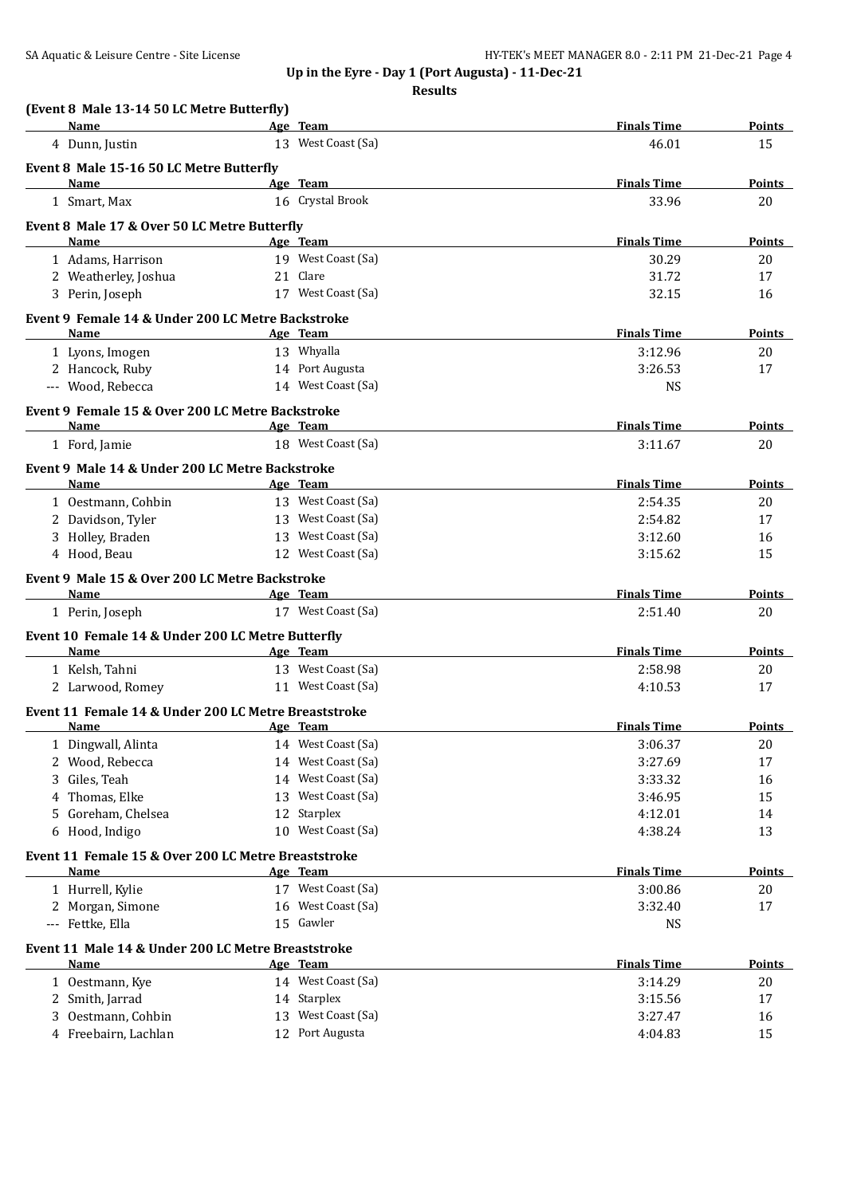**Up in the Eyre - Day 1 (Port Augusta) - 11-Dec-21**

**Results**

### (Event 8 Male 13-14 50 LC Metre Butterfly)

| | Name | Age | Team | Finals Time | Points |
|---|---|---|---|---|---|
| 4 | Dunn, Justin | 13 | West Coast (Sa) | 46.01 | 15 |

### Event 8 Male 15-16 50 LC Metre Butterfly

| | Name | Age | Team | Finals Time | Points |
|---|---|---|---|---|---|
| 1 | Smart, Max | 16 | Crystal Brook | 33.96 | 20 |

### Event 8 Male 17 & Over 50 LC Metre Butterfly

| | Name | Age | Team | Finals Time | Points |
|---|---|---|---|---|---|
| 1 | Adams, Harrison | 19 | West Coast (Sa) | 30.29 | 20 |
| 2 | Weatherley, Joshua | 21 | Clare | 31.72 | 17 |
| 3 | Perin, Joseph | 17 | West Coast (Sa) | 32.15 | 16 |

### Event 9 Female 14 & Under 200 LC Metre Backstroke

| | Name | Age | Team | Finals Time | Points |
|---|---|---|---|---|---|
| 1 | Lyons, Imogen | 13 | Whyalla | 3:12.96 | 20 |
| 2 | Hancock, Ruby | 14 | Port Augusta | 3:26.53 | 17 |
| --- | Wood, Rebecca | 14 | West Coast (Sa) | NS | |

### Event 9 Female 15 & Over 200 LC Metre Backstroke

| | Name | Age | Team | Finals Time | Points |
|---|---|---|---|---|---|
| 1 | Ford, Jamie | 18 | West Coast (Sa) | 3:11.67 | 20 |

### Event 9 Male 14 & Under 200 LC Metre Backstroke

| | Name | Age | Team | Finals Time | Points |
|---|---|---|---|---|---|
| 1 | Oestmann, Cohbin | 13 | West Coast (Sa) | 2:54.35 | 20 |
| 2 | Davidson, Tyler | 13 | West Coast (Sa) | 2:54.82 | 17 |
| 3 | Holley, Braden | 13 | West Coast (Sa) | 3:12.60 | 16 |
| 4 | Hood, Beau | 12 | West Coast (Sa) | 3:15.62 | 15 |

### Event 9 Male 15 & Over 200 LC Metre Backstroke

| | Name | Age | Team | Finals Time | Points |
|---|---|---|---|---|---|
| 1 | Perin, Joseph | 17 | West Coast (Sa) | 2:51.40 | 20 |

### Event 10 Female 14 & Under 200 LC Metre Butterfly

| | Name | Age | Team | Finals Time | Points |
|---|---|---|---|---|---|
| 1 | Kelsh, Tahni | 13 | West Coast (Sa) | 2:58.98 | 20 |
| 2 | Larwood, Romey | 11 | West Coast (Sa) | 4:10.53 | 17 |

### Event 11 Female 14 & Under 200 LC Metre Breaststroke

| | Name | Age | Team | Finals Time | Points |
|---|---|---|---|---|---|
| 1 | Dingwall, Alinta | 14 | West Coast (Sa) | 3:06.37 | 20 |
| 2 | Wood, Rebecca | 14 | West Coast (Sa) | 3:27.69 | 17 |
| 3 | Giles, Teah | 14 | West Coast (Sa) | 3:33.32 | 16 |
| 4 | Thomas, Elke | 13 | West Coast (Sa) | 3:46.95 | 15 |
| 5 | Goreham, Chelsea | 12 | Starplex | 4:12.01 | 14 |
| 6 | Hood, Indigo | 10 | West Coast (Sa) | 4:38.24 | 13 |

### Event 11 Female 15 & Over 200 LC Metre Breaststroke

| | Name | Age | Team | Finals Time | Points |
|---|---|---|---|---|---|
| 1 | Hurrell, Kylie | 17 | West Coast (Sa) | 3:00.86 | 20 |
| 2 | Morgan, Simone | 16 | West Coast (Sa) | 3:32.40 | 17 |
| --- | Fettke, Ella | 15 | Gawler | NS | |

### Event 11 Male 14 & Under 200 LC Metre Breaststroke

| | Name | Age | Team | Finals Time | Points |
|---|---|---|---|---|---|
| 1 | Oestmann, Kye | 14 | West Coast (Sa) | 3:14.29 | 20 |
| 2 | Smith, Jarrad | 14 | Starplex | 3:15.56 | 17 |
| 3 | Oestmann, Cohbin | 13 | West Coast (Sa) | 3:27.47 | 16 |
| 4 | Freebairn, Lachlan | 12 | Port Augusta | 4:04.83 | 15 |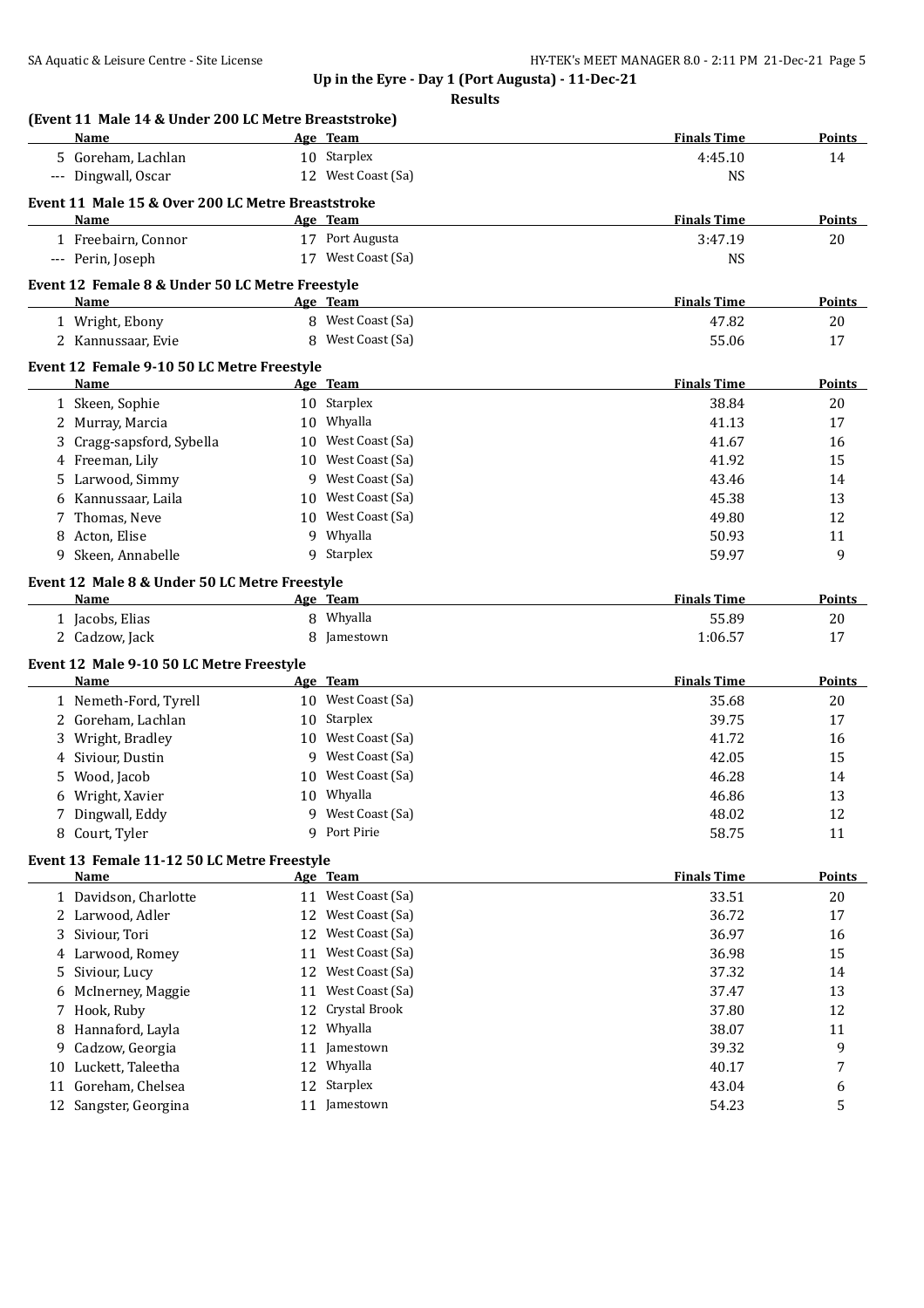## Up in the Eyre - Day 1 (Port Augusta) - 11-Dec-21

### Results

**(Event 11 Male 14 & Under 200 LC Metre Breaststroke)**

| | Name | Age | Team | Finals Time | Points |
|---|---|---|---|---|---|
| 5 | Goreham, Lachlan | 10 | Starplex | 4:45.10 | 14 |
| --- | Dingwall, Oscar | 12 | West Coast (Sa) | NS | |

**Event 11 Male 15 & Over 200 LC Metre Breaststroke**

| | Name | Age | Team | Finals Time | Points |
|---|---|---|---|---|---|
| 1 | Freebairn, Connor | 17 | Port Augusta | 3:47.19 | 20 |
| --- | Perin, Joseph | 17 | West Coast (Sa) | NS | |

**Event 12 Female 8 & Under 50 LC Metre Freestyle**

| | Name | Age | Team | Finals Time | Points |
|---|---|---|---|---|---|
| 1 | Wright, Ebony | 8 | West Coast (Sa) | 47.82 | 20 |
| 2 | Kannussaar, Evie | 8 | West Coast (Sa) | 55.06 | 17 |

**Event 12 Female 9-10 50 LC Metre Freestyle**

| | Name | Age | Team | Finals Time | Points |
|---|---|---|---|---|---|
| 1 | Skeen, Sophie | 10 | Starplex | 38.84 | 20 |
| 2 | Murray, Marcia | 10 | Whyalla | 41.13 | 17 |
| 3 | Cragg-sapsford, Sybella | 10 | West Coast (Sa) | 41.67 | 16 |
| 4 | Freeman, Lily | 10 | West Coast (Sa) | 41.92 | 15 |
| 5 | Larwood, Simmy | 9 | West Coast (Sa) | 43.46 | 14 |
| 6 | Kannussaar, Laila | 10 | West Coast (Sa) | 45.38 | 13 |
| 7 | Thomas, Neve | 10 | West Coast (Sa) | 49.80 | 12 |
| 8 | Acton, Elise | 9 | Whyalla | 50.93 | 11 |
| 9 | Skeen, Annabelle | 9 | Starplex | 59.97 | 9 |

**Event 12 Male 8 & Under 50 LC Metre Freestyle**

| | Name | Age | Team | Finals Time | Points |
|---|---|---|---|---|---|
| 1 | Jacobs, Elias | 8 | Whyalla | 55.89 | 20 |
| 2 | Cadzow, Jack | 8 | Jamestown | 1:06.57 | 17 |

**Event 12 Male 9-10 50 LC Metre Freestyle**

| | Name | Age | Team | Finals Time | Points |
|---|---|---|---|---|---|
| 1 | Nemeth-Ford, Tyrell | 10 | West Coast (Sa) | 35.68 | 20 |
| 2 | Goreham, Lachlan | 10 | Starplex | 39.75 | 17 |
| 3 | Wright, Bradley | 10 | West Coast (Sa) | 41.72 | 16 |
| 4 | Siviour, Dustin | 9 | West Coast (Sa) | 42.05 | 15 |
| 5 | Wood, Jacob | 10 | West Coast (Sa) | 46.28 | 14 |
| 6 | Wright, Xavier | 10 | Whyalla | 46.86 | 13 |
| 7 | Dingwall, Eddy | 9 | West Coast (Sa) | 48.02 | 12 |
| 8 | Court, Tyler | 9 | Port Pirie | 58.75 | 11 |

**Event 13 Female 11-12 50 LC Metre Freestyle**

| | Name | Age | Team | Finals Time | Points |
|---|---|---|---|---|---|
| 1 | Davidson, Charlotte | 11 | West Coast (Sa) | 33.51 | 20 |
| 2 | Larwood, Adler | 12 | West Coast (Sa) | 36.72 | 17 |
| 3 | Siviour, Tori | 12 | West Coast (Sa) | 36.97 | 16 |
| 4 | Larwood, Romey | 11 | West Coast (Sa) | 36.98 | 15 |
| 5 | Siviour, Lucy | 12 | West Coast (Sa) | 37.32 | 14 |
| 6 | McInerney, Maggie | 11 | West Coast (Sa) | 37.47 | 13 |
| 7 | Hook, Ruby | 12 | Crystal Brook | 37.80 | 12 |
| 8 | Hannaford, Layla | 12 | Whyalla | 38.07 | 11 |
| 9 | Cadzow, Georgia | 11 | Jamestown | 39.32 | 9 |
| 10 | Luckett, Taleetha | 12 | Whyalla | 40.17 | 7 |
| 11 | Goreham, Chelsea | 12 | Starplex | 43.04 | 6 |
| 12 | Sangster, Georgina | 11 | Jamestown | 54.23 | 5 |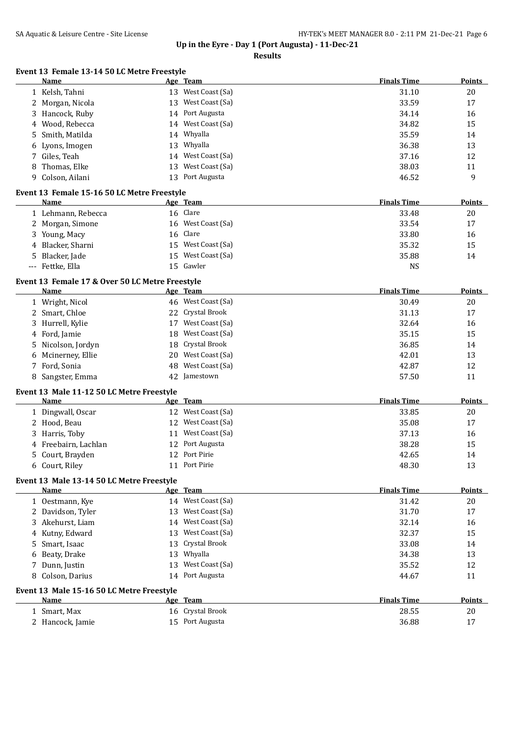## Up in the Eyre - Day 1 (Port Augusta) - 11-Dec-21

### Results

#### Event 13 Female 13-14 50 LC Metre Freestyle

| | Name | Age | Team | Finals Time | Points |
|---|---|---|---|---|---|
| 1 | Kelsh, Tahni | 13 | West Coast (Sa) | 31.10 | 20 |
| 2 | Morgan, Nicola | 13 | West Coast (Sa) | 33.59 | 17 |
| 3 | Hancock, Ruby | 14 | Port Augusta | 34.14 | 16 |
| 4 | Wood, Rebecca | 14 | West Coast (Sa) | 34.82 | 15 |
| 5 | Smith, Matilda | 14 | Whyalla | 35.59 | 14 |
| 6 | Lyons, Imogen | 13 | Whyalla | 36.38 | 13 |
| 7 | Giles, Teah | 14 | West Coast (Sa) | 37.16 | 12 |
| 8 | Thomas, Elke | 13 | West Coast (Sa) | 38.03 | 11 |
| 9 | Colson, Ailani | 13 | Port Augusta | 46.52 | 9 |

#### Event 13 Female 15-16 50 LC Metre Freestyle

| | Name | Age | Team | Finals Time | Points |
|---|---|---|---|---|---|
| 1 | Lehmann, Rebecca | 16 | Clare | 33.48 | 20 |
| 2 | Morgan, Simone | 16 | West Coast (Sa) | 33.54 | 17 |
| 3 | Young, Macy | 16 | Clare | 33.80 | 16 |
| 4 | Blacker, Sharni | 15 | West Coast (Sa) | 35.32 | 15 |
| 5 | Blacker, Jade | 15 | West Coast (Sa) | 35.88 | 14 |
| --- | Fettke, Ella | 15 | Gawler | NS | |

#### Event 13 Female 17 & Over 50 LC Metre Freestyle

| | Name | Age | Team | Finals Time | Points |
|---|---|---|---|---|---|
| 1 | Wright, Nicol | 46 | West Coast (Sa) | 30.49 | 20 |
| 2 | Smart, Chloe | 22 | Crystal Brook | 31.13 | 17 |
| 3 | Hurrell, Kylie | 17 | West Coast (Sa) | 32.64 | 16 |
| 4 | Ford, Jamie | 18 | West Coast (Sa) | 35.15 | 15 |
| 5 | Nicolson, Jordyn | 18 | Crystal Brook | 36.85 | 14 |
| 6 | Mcinerney, Ellie | 20 | West Coast (Sa) | 42.01 | 13 |
| 7 | Ford, Sonia | 48 | West Coast (Sa) | 42.87 | 12 |
| 8 | Sangster, Emma | 42 | Jamestown | 57.50 | 11 |

#### Event 13 Male 11-12 50 LC Metre Freestyle

| | Name | Age | Team | Finals Time | Points |
|---|---|---|---|---|---|
| 1 | Dingwall, Oscar | 12 | West Coast (Sa) | 33.85 | 20 |
| 2 | Hood, Beau | 12 | West Coast (Sa) | 35.08 | 17 |
| 3 | Harris, Toby | 11 | West Coast (Sa) | 37.13 | 16 |
| 4 | Freebairn, Lachlan | 12 | Port Augusta | 38.28 | 15 |
| 5 | Court, Brayden | 12 | Port Pirie | 42.65 | 14 |
| 6 | Court, Riley | 11 | Port Pirie | 48.30 | 13 |

#### Event 13 Male 13-14 50 LC Metre Freestyle

| | Name | Age | Team | Finals Time | Points |
|---|---|---|---|---|---|
| 1 | Oestmann, Kye | 14 | West Coast (Sa) | 31.42 | 20 |
| 2 | Davidson, Tyler | 13 | West Coast (Sa) | 31.70 | 17 |
| 3 | Akehurst, Liam | 14 | West Coast (Sa) | 32.14 | 16 |
| 4 | Kutny, Edward | 13 | West Coast (Sa) | 32.37 | 15 |
| 5 | Smart, Isaac | 13 | Crystal Brook | 33.08 | 14 |
| 6 | Beaty, Drake | 13 | Whyalla | 34.38 | 13 |
| 7 | Dunn, Justin | 13 | West Coast (Sa) | 35.52 | 12 |
| 8 | Colson, Darius | 14 | Port Augusta | 44.67 | 11 |

#### Event 13 Male 15-16 50 LC Metre Freestyle

| | Name | Age | Team | Finals Time | Points |
|---|---|---|---|---|---|
| 1 | Smart, Max | 16 | Crystal Brook | 28.55 | 20 |
| 2 | Hancock, Jamie | 15 | Port Augusta | 36.88 | 17 |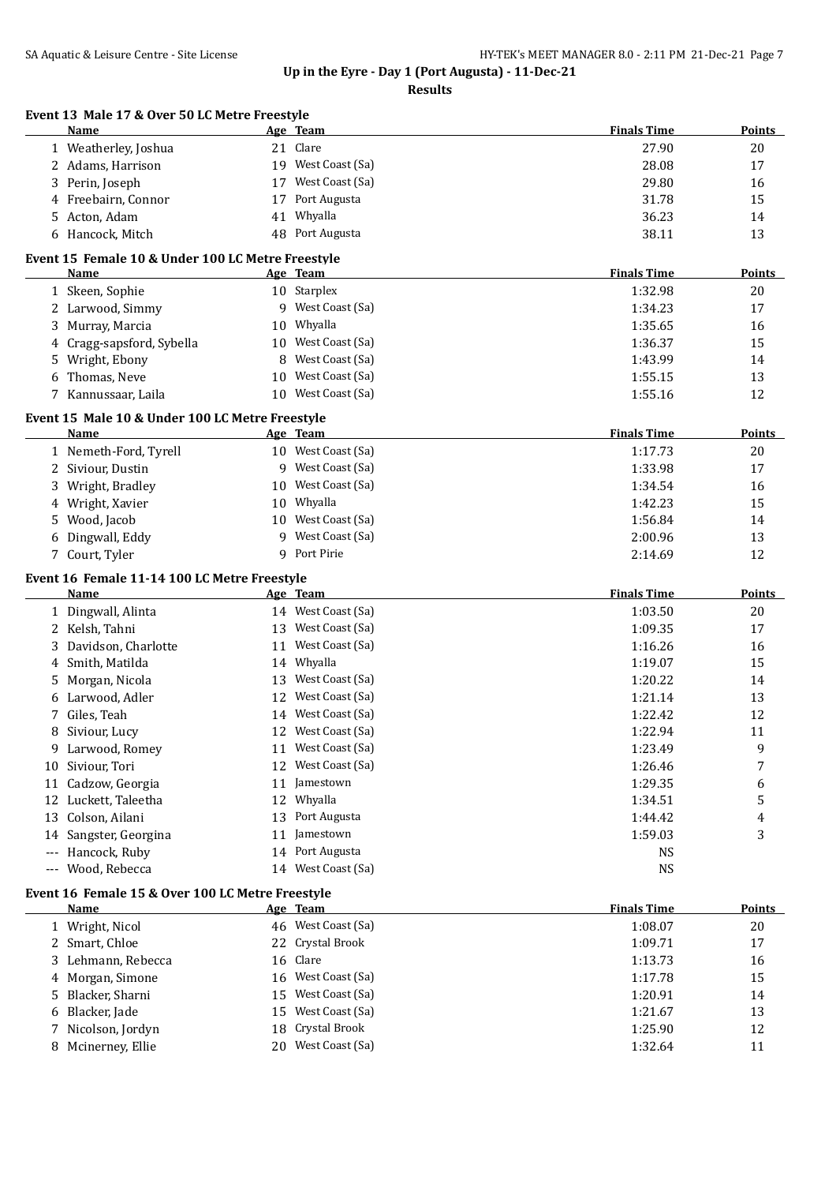## Up in the Eyre - Day 1 (Port Augusta) - 11-Dec-21

### Results

**Event 13 Male 17 & Over 50 LC Metre Freestyle**

| | Name | Age | Team | Finals Time | Points |
|---|---|---|---|---|---|
| 1 | Weatherley, Joshua | 21 | Clare | 27.90 | 20 |
| 2 | Adams, Harrison | 19 | West Coast (Sa) | 28.08 | 17 |
| 3 | Perin, Joseph | 17 | West Coast (Sa) | 29.80 | 16 |
| 4 | Freebairn, Connor | 17 | Port Augusta | 31.78 | 15 |
| 5 | Acton, Adam | 41 | Whyalla | 36.23 | 14 |
| 6 | Hancock, Mitch | 48 | Port Augusta | 38.11 | 13 |

**Event 15 Female 10 & Under 100 LC Metre Freestyle**

| | Name | Age | Team | Finals Time | Points |
|---|---|---|---|---|---|
| 1 | Skeen, Sophie | 10 | Starplex | 1:32.98 | 20 |
| 2 | Larwood, Simmy | 9 | West Coast (Sa) | 1:34.23 | 17 |
| 3 | Murray, Marcia | 10 | Whyalla | 1:35.65 | 16 |
| 4 | Cragg-sapsford, Sybella | 10 | West Coast (Sa) | 1:36.37 | 15 |
| 5 | Wright, Ebony | 8 | West Coast (Sa) | 1:43.99 | 14 |
| 6 | Thomas, Neve | 10 | West Coast (Sa) | 1:55.15 | 13 |
| 7 | Kannussaar, Laila | 10 | West Coast (Sa) | 1:55.16 | 12 |

**Event 15 Male 10 & Under 100 LC Metre Freestyle**

| | Name | Age | Team | Finals Time | Points |
|---|---|---|---|---|---|
| 1 | Nemeth-Ford, Tyrell | 10 | West Coast (Sa) | 1:17.73 | 20 |
| 2 | Siviour, Dustin | 9 | West Coast (Sa) | 1:33.98 | 17 |
| 3 | Wright, Bradley | 10 | West Coast (Sa) | 1:34.54 | 16 |
| 4 | Wright, Xavier | 10 | Whyalla | 1:42.23 | 15 |
| 5 | Wood, Jacob | 10 | West Coast (Sa) | 1:56.84 | 14 |
| 6 | Dingwall, Eddy | 9 | West Coast (Sa) | 2:00.96 | 13 |
| 7 | Court, Tyler | 9 | Port Pirie | 2:14.69 | 12 |

**Event 16 Female 11-14 100 LC Metre Freestyle**

| | Name | Age | Team | Finals Time | Points |
|---|---|---|---|---|---|
| 1 | Dingwall, Alinta | 14 | West Coast (Sa) | 1:03.50 | 20 |
| 2 | Kelsh, Tahni | 13 | West Coast (Sa) | 1:09.35 | 17 |
| 3 | Davidson, Charlotte | 11 | West Coast (Sa) | 1:16.26 | 16 |
| 4 | Smith, Matilda | 14 | Whyalla | 1:19.07 | 15 |
| 5 | Morgan, Nicola | 13 | West Coast (Sa) | 1:20.22 | 14 |
| 6 | Larwood, Adler | 12 | West Coast (Sa) | 1:21.14 | 13 |
| 7 | Giles, Teah | 14 | West Coast (Sa) | 1:22.42 | 12 |
| 8 | Siviour, Lucy | 12 | West Coast (Sa) | 1:22.94 | 11 |
| 9 | Larwood, Romey | 11 | West Coast (Sa) | 1:23.49 | 9 |
| 10 | Siviour, Tori | 12 | West Coast (Sa) | 1:26.46 | 7 |
| 11 | Cadzow, Georgia | 11 | Jamestown | 1:29.35 | 6 |
| 12 | Luckett, Taleetha | 12 | Whyalla | 1:34.51 | 5 |
| 13 | Colson, Ailani | 13 | Port Augusta | 1:44.42 | 4 |
| 14 | Sangster, Georgina | 11 | Jamestown | 1:59.03 | 3 |
| --- | Hancock, Ruby | 14 | Port Augusta | NS | |
| --- | Wood, Rebecca | 14 | West Coast (Sa) | NS | |

**Event 16 Female 15 & Over 100 LC Metre Freestyle**

| | Name | Age | Team | Finals Time | Points |
|---|---|---|---|---|---|
| 1 | Wright, Nicol | 46 | West Coast (Sa) | 1:08.07 | 20 |
| 2 | Smart, Chloe | 22 | Crystal Brook | 1:09.71 | 17 |
| 3 | Lehmann, Rebecca | 16 | Clare | 1:13.73 | 16 |
| 4 | Morgan, Simone | 16 | West Coast (Sa) | 1:17.78 | 15 |
| 5 | Blacker, Sharni | 15 | West Coast (Sa) | 1:20.91 | 14 |
| 6 | Blacker, Jade | 15 | West Coast (Sa) | 1:21.67 | 13 |
| 7 | Nicolson, Jordyn | 18 | Crystal Brook | 1:25.90 | 12 |
| 8 | Mcinerney, Ellie | 20 | West Coast (Sa) | 1:32.64 | 11 |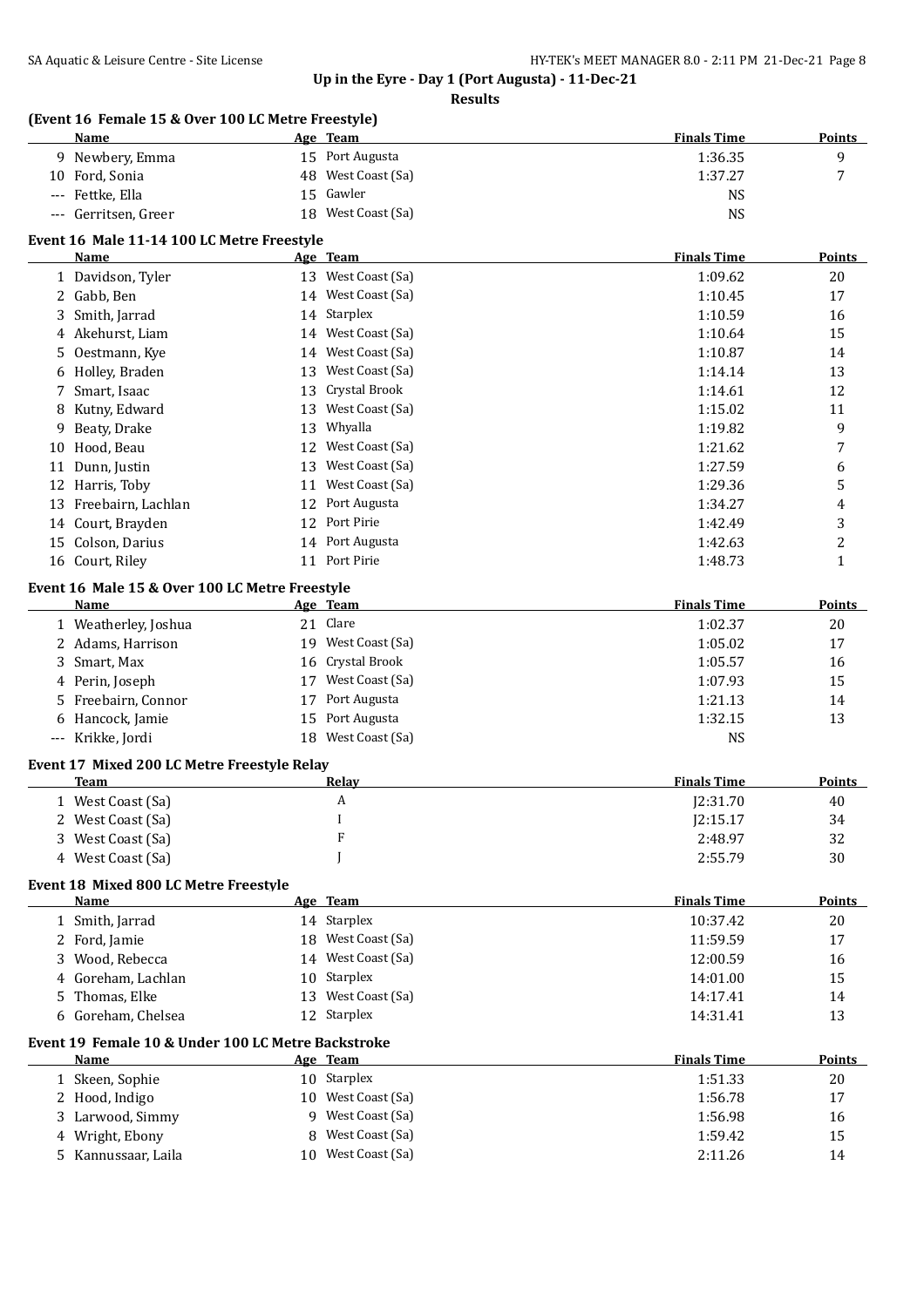**Up in the Eyre - Day 1 (Port Augusta) - 11-Dec-21**

**Results**

### (Event 16 Female 15 & Over 100 LC Metre Freestyle)

| | Name | Age | Team | Finals Time | Points |
|---|---|---|---|---|---|
| 9 | Newbery, Emma | 15 | Port Augusta | 1:36.35 | 9 |
| 10 | Ford, Sonia | 48 | West Coast (Sa) | 1:37.27 | 7 |
| --- | Fettke, Ella | 15 | Gawler | NS | |
| --- | Gerritsen, Greer | 18 | West Coast (Sa) | NS | |

### Event 16 Male 11-14 100 LC Metre Freestyle

| | Name | Age | Team | Finals Time | Points |
|---|---|---|---|---|---|
| 1 | Davidson, Tyler | 13 | West Coast (Sa) | 1:09.62 | 20 |
| 2 | Gabb, Ben | 14 | West Coast (Sa) | 1:10.45 | 17 |
| 3 | Smith, Jarrad | 14 | Starplex | 1:10.59 | 16 |
| 4 | Akehurst, Liam | 14 | West Coast (Sa) | 1:10.64 | 15 |
| 5 | Oestmann, Kye | 14 | West Coast (Sa) | 1:10.87 | 14 |
| 6 | Holley, Braden | 13 | West Coast (Sa) | 1:14.14 | 13 |
| 7 | Smart, Isaac | 13 | Crystal Brook | 1:14.61 | 12 |
| 8 | Kutny, Edward | 13 | West Coast (Sa) | 1:15.02 | 11 |
| 9 | Beaty, Drake | 13 | Whyalla | 1:19.82 | 9 |
| 10 | Hood, Beau | 12 | West Coast (Sa) | 1:21.62 | 7 |
| 11 | Dunn, Justin | 13 | West Coast (Sa) | 1:27.59 | 6 |
| 12 | Harris, Toby | 11 | West Coast (Sa) | 1:29.36 | 5 |
| 13 | Freebairn, Lachlan | 12 | Port Augusta | 1:34.27 | 4 |
| 14 | Court, Brayden | 12 | Port Pirie | 1:42.49 | 3 |
| 15 | Colson, Darius | 14 | Port Augusta | 1:42.63 | 2 |
| 16 | Court, Riley | 11 | Port Pirie | 1:48.73 | 1 |

### Event 16 Male 15 & Over 100 LC Metre Freestyle

| | Name | Age | Team | Finals Time | Points |
|---|---|---|---|---|---|
| 1 | Weatherley, Joshua | 21 | Clare | 1:02.37 | 20 |
| 2 | Adams, Harrison | 19 | West Coast (Sa) | 1:05.02 | 17 |
| 3 | Smart, Max | 16 | Crystal Brook | 1:05.57 | 16 |
| 4 | Perin, Joseph | 17 | West Coast (Sa) | 1:07.93 | 15 |
| 5 | Freebairn, Connor | 17 | Port Augusta | 1:21.13 | 14 |
| 6 | Hancock, Jamie | 15 | Port Augusta | 1:32.15 | 13 |
| --- | Krikke, Jordi | 18 | West Coast (Sa) | NS | |

### Event 17 Mixed 200 LC Metre Freestyle Relay

| | Team | Relay | Finals Time | Points |
|---|---|---|---|---|
| 1 | West Coast (Sa) | A | J2:31.70 | 40 |
| 2 | West Coast (Sa) | I | J2:15.17 | 34 |
| 3 | West Coast (Sa) | F | 2:48.97 | 32 |
| 4 | West Coast (Sa) | J | 2:55.79 | 30 |

### Event 18 Mixed 800 LC Metre Freestyle

| | Name | Age | Team | Finals Time | Points |
|---|---|---|---|---|---|
| 1 | Smith, Jarrad | 14 | Starplex | 10:37.42 | 20 |
| 2 | Ford, Jamie | 18 | West Coast (Sa) | 11:59.59 | 17 |
| 3 | Wood, Rebecca | 14 | West Coast (Sa) | 12:00.59 | 16 |
| 4 | Goreham, Lachlan | 10 | Starplex | 14:01.00 | 15 |
| 5 | Thomas, Elke | 13 | West Coast (Sa) | 14:17.41 | 14 |
| 6 | Goreham, Chelsea | 12 | Starplex | 14:31.41 | 13 |

### Event 19 Female 10 & Under 100 LC Metre Backstroke

| | Name | Age | Team | Finals Time | Points |
|---|---|---|---|---|---|
| 1 | Skeen, Sophie | 10 | Starplex | 1:51.33 | 20 |
| 2 | Hood, Indigo | 10 | West Coast (Sa) | 1:56.78 | 17 |
| 3 | Larwood, Simmy | 9 | West Coast (Sa) | 1:56.98 | 16 |
| 4 | Wright, Ebony | 8 | West Coast (Sa) | 1:59.42 | 15 |
| 5 | Kannussaar, Laila | 10 | West Coast (Sa) | 2:11.26 | 14 |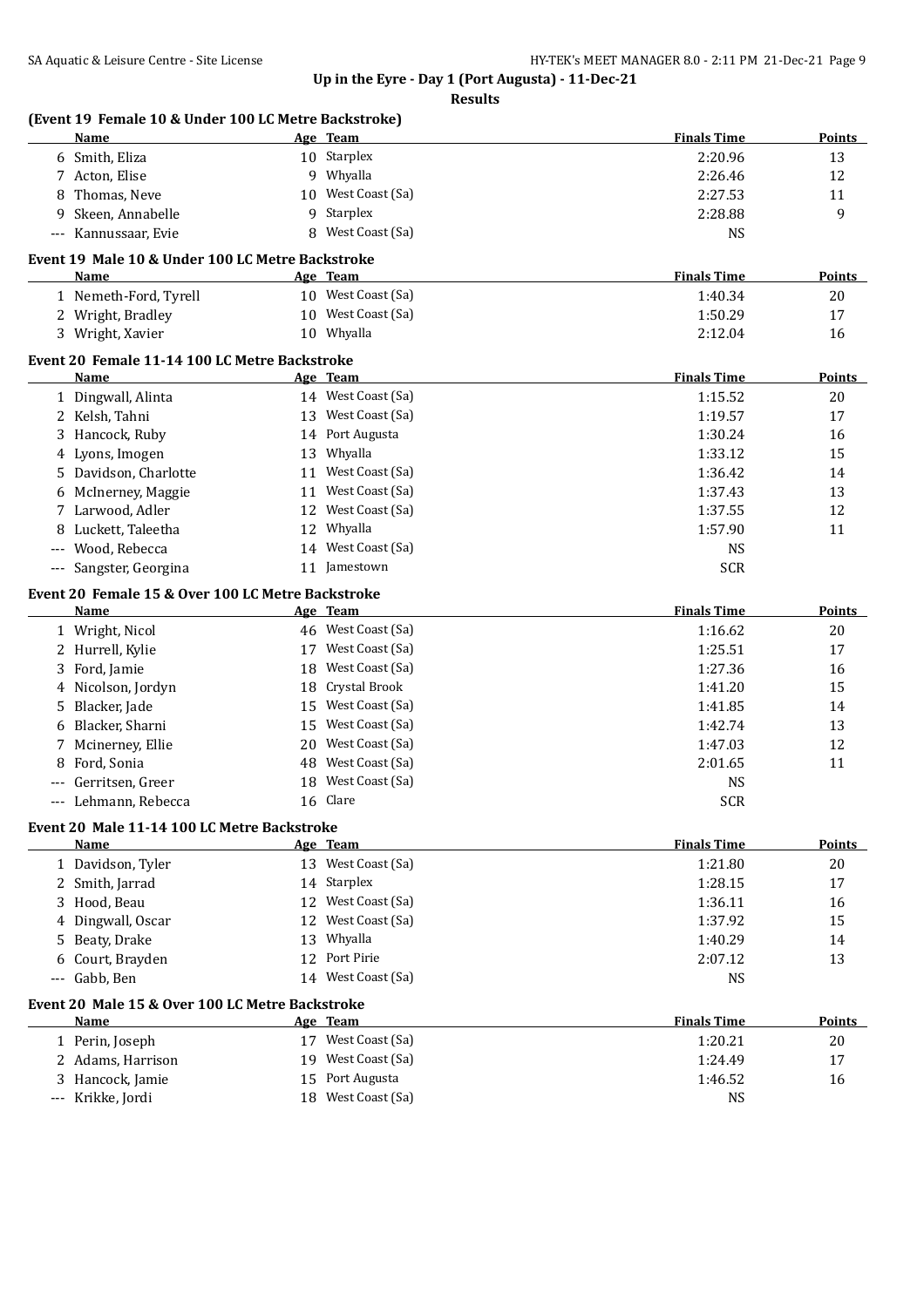## Up in the Eyre - Day 1 (Port Augusta) - 11-Dec-21

**Results**

### (Event 19 Female 10 & Under 100 LC Metre Backstroke)

| | Name | Age | Team | Finals Time | Points |
|---|---|---|---|---|---|
| 6 | Smith, Eliza | 10 | Starplex | 2:20.96 | 13 |
| 7 | Acton, Elise | 9 | Whyalla | 2:26.46 | 12 |
| 8 | Thomas, Neve | 10 | West Coast (Sa) | 2:27.53 | 11 |
| 9 | Skeen, Annabelle | 9 | Starplex | 2:28.88 | 9 |
| --- | Kannussaar, Evie | 8 | West Coast (Sa) | NS | |

### Event 19 Male 10 & Under 100 LC Metre Backstroke

| | Name | Age | Team | Finals Time | Points |
|---|---|---|---|---|---|
| 1 | Nemeth-Ford, Tyrell | 10 | West Coast (Sa) | 1:40.34 | 20 |
| 2 | Wright, Bradley | 10 | West Coast (Sa) | 1:50.29 | 17 |
| 3 | Wright, Xavier | 10 | Whyalla | 2:12.04 | 16 |

### Event 20 Female 11-14 100 LC Metre Backstroke

| | Name | Age | Team | Finals Time | Points |
|---|---|---|---|---|---|
| 1 | Dingwall, Alinta | 14 | West Coast (Sa) | 1:15.52 | 20 |
| 2 | Kelsh, Tahni | 13 | West Coast (Sa) | 1:19.57 | 17 |
| 3 | Hancock, Ruby | 14 | Port Augusta | 1:30.24 | 16 |
| 4 | Lyons, Imogen | 13 | Whyalla | 1:33.12 | 15 |
| 5 | Davidson, Charlotte | 11 | West Coast (Sa) | 1:36.42 | 14 |
| 6 | McInerney, Maggie | 11 | West Coast (Sa) | 1:37.43 | 13 |
| 7 | Larwood, Adler | 12 | West Coast (Sa) | 1:37.55 | 12 |
| 8 | Luckett, Taleetha | 12 | Whyalla | 1:57.90 | 11 |
| --- | Wood, Rebecca | 14 | West Coast (Sa) | NS | |
| --- | Sangster, Georgina | 11 | Jamestown | SCR | |

### Event 20 Female 15 & Over 100 LC Metre Backstroke

| | Name | Age | Team | Finals Time | Points |
|---|---|---|---|---|---|
| 1 | Wright, Nicol | 46 | West Coast (Sa) | 1:16.62 | 20 |
| 2 | Hurrell, Kylie | 17 | West Coast (Sa) | 1:25.51 | 17 |
| 3 | Ford, Jamie | 18 | West Coast (Sa) | 1:27.36 | 16 |
| 4 | Nicolson, Jordyn | 18 | Crystal Brook | 1:41.20 | 15 |
| 5 | Blacker, Jade | 15 | West Coast (Sa) | 1:41.85 | 14 |
| 6 | Blacker, Sharni | 15 | West Coast (Sa) | 1:42.74 | 13 |
| 7 | Mcinerney, Ellie | 20 | West Coast (Sa) | 1:47.03 | 12 |
| 8 | Ford, Sonia | 48 | West Coast (Sa) | 2:01.65 | 11 |
| --- | Gerritsen, Greer | 18 | West Coast (Sa) | NS | |
| --- | Lehmann, Rebecca | 16 | Clare | SCR | |

### Event 20 Male 11-14 100 LC Metre Backstroke

| | Name | Age | Team | Finals Time | Points |
|---|---|---|---|---|---|
| 1 | Davidson, Tyler | 13 | West Coast (Sa) | 1:21.80 | 20 |
| 2 | Smith, Jarrad | 14 | Starplex | 1:28.15 | 17 |
| 3 | Hood, Beau | 12 | West Coast (Sa) | 1:36.11 | 16 |
| 4 | Dingwall, Oscar | 12 | West Coast (Sa) | 1:37.92 | 15 |
| 5 | Beaty, Drake | 13 | Whyalla | 1:40.29 | 14 |
| 6 | Court, Brayden | 12 | Port Pirie | 2:07.12 | 13 |
| --- | Gabb, Ben | 14 | West Coast (Sa) | NS | |

### Event 20 Male 15 & Over 100 LC Metre Backstroke

| | Name | Age | Team | Finals Time | Points |
|---|---|---|---|---|---|
| 1 | Perin, Joseph | 17 | West Coast (Sa) | 1:20.21 | 20 |
| 2 | Adams, Harrison | 19 | West Coast (Sa) | 1:24.49 | 17 |
| 3 | Hancock, Jamie | 15 | Port Augusta | 1:46.52 | 16 |
| --- | Krikke, Jordi | 18 | West Coast (Sa) | NS | |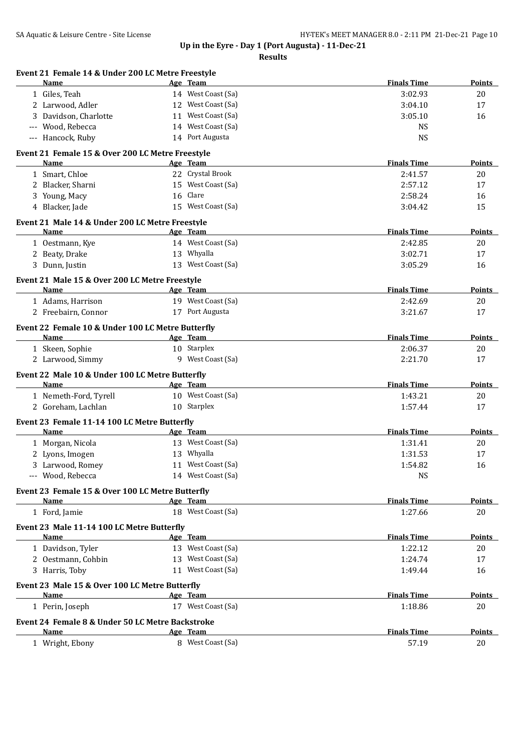## Up in the Eyre - Day 1 (Port Augusta) - 11-Dec-21

### Results

**Event 21 Female 14 & Under 200 LC Metre Freestyle**

| | Name | Age | Team | Finals Time | Points |
|---|---|---|---|---|---|
| 1 | Giles, Teah | 14 | West Coast (Sa) | 3:02.93 | 20 |
| 2 | Larwood, Adler | 12 | West Coast (Sa) | 3:04.10 | 17 |
| 3 | Davidson, Charlotte | 11 | West Coast (Sa) | 3:05.10 | 16 |
| --- | Wood, Rebecca | 14 | West Coast (Sa) | NS | |
| --- | Hancock, Ruby | 14 | Port Augusta | NS | |

**Event 21 Female 15 & Over 200 LC Metre Freestyle**

| | Name | Age | Team | Finals Time | Points |
|---|---|---|---|---|---|
| 1 | Smart, Chloe | 22 | Crystal Brook | 2:41.57 | 20 |
| 2 | Blacker, Sharni | 15 | West Coast (Sa) | 2:57.12 | 17 |
| 3 | Young, Macy | 16 | Clare | 2:58.24 | 16 |
| 4 | Blacker, Jade | 15 | West Coast (Sa) | 3:04.42 | 15 |

**Event 21 Male 14 & Under 200 LC Metre Freestyle**

| | Name | Age | Team | Finals Time | Points |
|---|---|---|---|---|---|
| 1 | Oestmann, Kye | 14 | West Coast (Sa) | 2:42.85 | 20 |
| 2 | Beaty, Drake | 13 | Whyalla | 3:02.71 | 17 |
| 3 | Dunn, Justin | 13 | West Coast (Sa) | 3:05.29 | 16 |

**Event 21 Male 15 & Over 200 LC Metre Freestyle**

| | Name | Age | Team | Finals Time | Points |
|---|---|---|---|---|---|
| 1 | Adams, Harrison | 19 | West Coast (Sa) | 2:42.69 | 20 |
| 2 | Freebairn, Connor | 17 | Port Augusta | 3:21.67 | 17 |

**Event 22 Female 10 & Under 100 LC Metre Butterfly**

| | Name | Age | Team | Finals Time | Points |
|---|---|---|---|---|---|
| 1 | Skeen, Sophie | 10 | Starplex | 2:06.37 | 20 |
| 2 | Larwood, Simmy | 9 | West Coast (Sa) | 2:21.70 | 17 |

**Event 22 Male 10 & Under 100 LC Metre Butterfly**

| | Name | Age | Team | Finals Time | Points |
|---|---|---|---|---|---|
| 1 | Nemeth-Ford, Tyrell | 10 | West Coast (Sa) | 1:43.21 | 20 |
| 2 | Goreham, Lachlan | 10 | Starplex | 1:57.44 | 17 |

**Event 23 Female 11-14 100 LC Metre Butterfly**

| | Name | Age | Team | Finals Time | Points |
|---|---|---|---|---|---|
| 1 | Morgan, Nicola | 13 | West Coast (Sa) | 1:31.41 | 20 |
| 2 | Lyons, Imogen | 13 | Whyalla | 1:31.53 | 17 |
| 3 | Larwood, Romey | 11 | West Coast (Sa) | 1:54.82 | 16 |
| --- | Wood, Rebecca | 14 | West Coast (Sa) | NS | |

**Event 23 Female 15 & Over 100 LC Metre Butterfly**

| | Name | Age | Team | Finals Time | Points |
|---|---|---|---|---|---|
| 1 | Ford, Jamie | 18 | West Coast (Sa) | 1:27.66 | 20 |

**Event 23 Male 11-14 100 LC Metre Butterfly**

| | Name | Age | Team | Finals Time | Points |
|---|---|---|---|---|---|
| 1 | Davidson, Tyler | 13 | West Coast (Sa) | 1:22.12 | 20 |
| 2 | Oestmann, Cohbin | 13 | West Coast (Sa) | 1:24.74 | 17 |
| 3 | Harris, Toby | 11 | West Coast (Sa) | 1:49.44 | 16 |

**Event 23 Male 15 & Over 100 LC Metre Butterfly**

| | Name | Age | Team | Finals Time | Points |
|---|---|---|---|---|---|
| 1 | Perin, Joseph | 17 | West Coast (Sa) | 1:18.86 | 20 |

**Event 24 Female 8 & Under 50 LC Metre Backstroke**

| | Name | Age | Team | Finals Time | Points |
|---|---|---|---|---|---|
| 1 | Wright, Ebony | 8 | West Coast (Sa) | 57.19 | 20 |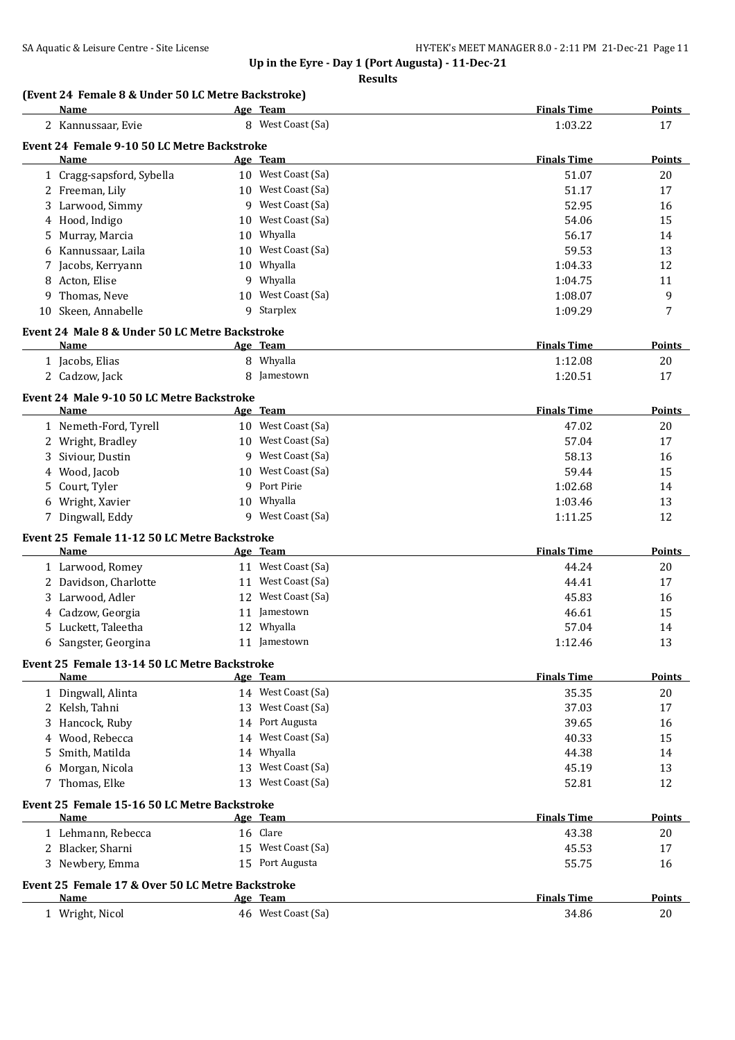## Up in the Eyre - Day 1 (Port Augusta) - 11-Dec-21

**Results**

### (Event 24 Female 8 & Under 50 LC Metre Backstroke)

| | Name | Age | Team | Finals Time | Points |
|---|---|---|---|---|---|
| 2 | Kannussaar, Evie | 8 | West Coast (Sa) | 1:03.22 | 17 |

### Event 24 Female 9-10 50 LC Metre Backstroke

| | Name | Age | Team | Finals Time | Points |
|---|---|---|---|---|---|
| 1 | Cragg-sapsford, Sybella | 10 | West Coast (Sa) | 51.07 | 20 |
| 2 | Freeman, Lily | 10 | West Coast (Sa) | 51.17 | 17 |
| 3 | Larwood, Simmy | 9 | West Coast (Sa) | 52.95 | 16 |
| 4 | Hood, Indigo | 10 | West Coast (Sa) | 54.06 | 15 |
| 5 | Murray, Marcia | 10 | Whyalla | 56.17 | 14 |
| 6 | Kannussaar, Laila | 10 | West Coast (Sa) | 59.53 | 13 |
| 7 | Jacobs, Kerryann | 10 | Whyalla | 1:04.33 | 12 |
| 8 | Acton, Elise | 9 | Whyalla | 1:04.75 | 11 |
| 9 | Thomas, Neve | 10 | West Coast (Sa) | 1:08.07 | 9 |
| 10 | Skeen, Annabelle | 9 | Starplex | 1:09.29 | 7 |

### Event 24 Male 8 & Under 50 LC Metre Backstroke

| | Name | Age | Team | Finals Time | Points |
|---|---|---|---|---|---|
| 1 | Jacobs, Elias | 8 | Whyalla | 1:12.08 | 20 |
| 2 | Cadzow, Jack | 8 | Jamestown | 1:20.51 | 17 |

### Event 24 Male 9-10 50 LC Metre Backstroke

| | Name | Age | Team | Finals Time | Points |
|---|---|---|---|---|---|
| 1 | Nemeth-Ford, Tyrell | 10 | West Coast (Sa) | 47.02 | 20 |
| 2 | Wright, Bradley | 10 | West Coast (Sa) | 57.04 | 17 |
| 3 | Siviour, Dustin | 9 | West Coast (Sa) | 58.13 | 16 |
| 4 | Wood, Jacob | 10 | West Coast (Sa) | 59.44 | 15 |
| 5 | Court, Tyler | 9 | Port Pirie | 1:02.68 | 14 |
| 6 | Wright, Xavier | 10 | Whyalla | 1:03.46 | 13 |
| 7 | Dingwall, Eddy | 9 | West Coast (Sa) | 1:11.25 | 12 |

### Event 25 Female 11-12 50 LC Metre Backstroke

| | Name | Age | Team | Finals Time | Points |
|---|---|---|---|---|---|
| 1 | Larwood, Romey | 11 | West Coast (Sa) | 44.24 | 20 |
| 2 | Davidson, Charlotte | 11 | West Coast (Sa) | 44.41 | 17 |
| 3 | Larwood, Adler | 12 | West Coast (Sa) | 45.83 | 16 |
| 4 | Cadzow, Georgia | 11 | Jamestown | 46.61 | 15 |
| 5 | Luckett, Taleetha | 12 | Whyalla | 57.04 | 14 |
| 6 | Sangster, Georgina | 11 | Jamestown | 1:12.46 | 13 |

### Event 25 Female 13-14 50 LC Metre Backstroke

| | Name | Age | Team | Finals Time | Points |
|---|---|---|---|---|---|
| 1 | Dingwall, Alinta | 14 | West Coast (Sa) | 35.35 | 20 |
| 2 | Kelsh, Tahni | 13 | West Coast (Sa) | 37.03 | 17 |
| 3 | Hancock, Ruby | 14 | Port Augusta | 39.65 | 16 |
| 4 | Wood, Rebecca | 14 | West Coast (Sa) | 40.33 | 15 |
| 5 | Smith, Matilda | 14 | Whyalla | 44.38 | 14 |
| 6 | Morgan, Nicola | 13 | West Coast (Sa) | 45.19 | 13 |
| 7 | Thomas, Elke | 13 | West Coast (Sa) | 52.81 | 12 |

### Event 25 Female 15-16 50 LC Metre Backstroke

| | Name | Age | Team | Finals Time | Points |
|---|---|---|---|---|---|
| 1 | Lehmann, Rebecca | 16 | Clare | 43.38 | 20 |
| 2 | Blacker, Sharni | 15 | West Coast (Sa) | 45.53 | 17 |
| 3 | Newbery, Emma | 15 | Port Augusta | 55.75 | 16 |

### Event 25 Female 17 & Over 50 LC Metre Backstroke

| | Name | Age | Team | Finals Time | Points |
|---|---|---|---|---|---|
| 1 | Wright, Nicol | 46 | West Coast (Sa) | 34.86 | 20 |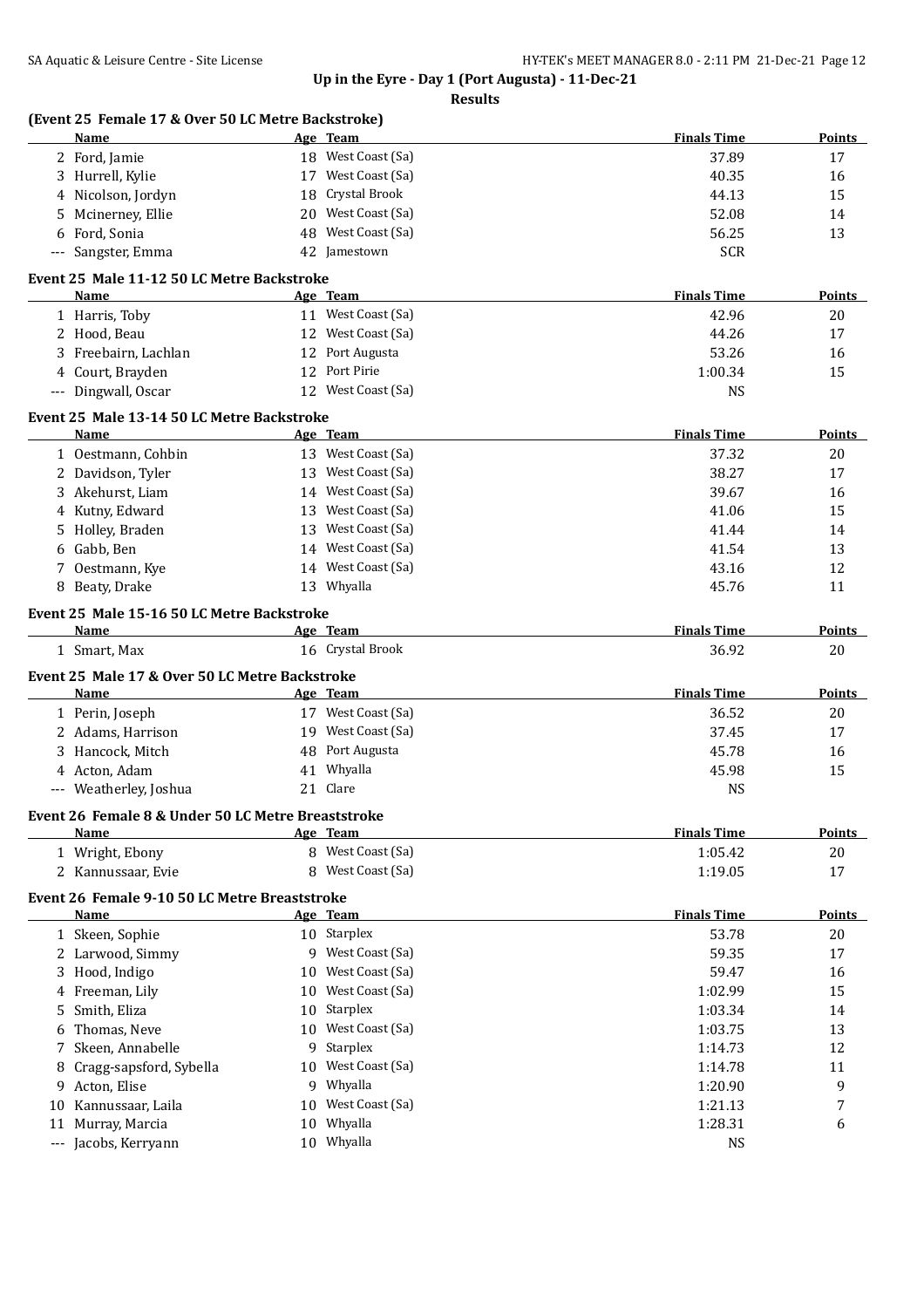## Up in the Eyre - Day 1 (Port Augusta) - 11-Dec-21

**Results**

### (Event 25 Female 17 & Over 50 LC Metre Backstroke)

| | Name | Age | Team | Finals Time | Points |
|---|---|---|---|---|---|
| 2 | Ford, Jamie | 18 | West Coast (Sa) | 37.89 | 17 |
| 3 | Hurrell, Kylie | 17 | West Coast (Sa) | 40.35 | 16 |
| 4 | Nicolson, Jordyn | 18 | Crystal Brook | 44.13 | 15 |
| 5 | Mcinerney, Ellie | 20 | West Coast (Sa) | 52.08 | 14 |
| 6 | Ford, Sonia | 48 | West Coast (Sa) | 56.25 | 13 |
| --- | Sangster, Emma | 42 | Jamestown | SCR | |

### Event 25 Male 11-12 50 LC Metre Backstroke

| | Name | Age | Team | Finals Time | Points |
|---|---|---|---|---|---|
| 1 | Harris, Toby | 11 | West Coast (Sa) | 42.96 | 20 |
| 2 | Hood, Beau | 12 | West Coast (Sa) | 44.26 | 17 |
| 3 | Freebairn, Lachlan | 12 | Port Augusta | 53.26 | 16 |
| 4 | Court, Brayden | 12 | Port Pirie | 1:00.34 | 15 |
| --- | Dingwall, Oscar | 12 | West Coast (Sa) | NS | |

### Event 25 Male 13-14 50 LC Metre Backstroke

| | Name | Age | Team | Finals Time | Points |
|---|---|---|---|---|---|
| 1 | Oestmann, Cohbin | 13 | West Coast (Sa) | 37.32 | 20 |
| 2 | Davidson, Tyler | 13 | West Coast (Sa) | 38.27 | 17 |
| 3 | Akehurst, Liam | 14 | West Coast (Sa) | 39.67 | 16 |
| 4 | Kutny, Edward | 13 | West Coast (Sa) | 41.06 | 15 |
| 5 | Holley, Braden | 13 | West Coast (Sa) | 41.44 | 14 |
| 6 | Gabb, Ben | 14 | West Coast (Sa) | 41.54 | 13 |
| 7 | Oestmann, Kye | 14 | West Coast (Sa) | 43.16 | 12 |
| 8 | Beaty, Drake | 13 | Whyalla | 45.76 | 11 |

### Event 25 Male 15-16 50 LC Metre Backstroke

| | Name | Age | Team | Finals Time | Points |
|---|---|---|---|---|---|
| 1 | Smart, Max | 16 | Crystal Brook | 36.92 | 20 |

### Event 25 Male 17 & Over 50 LC Metre Backstroke

| | Name | Age | Team | Finals Time | Points |
|---|---|---|---|---|---|
| 1 | Perin, Joseph | 17 | West Coast (Sa) | 36.52 | 20 |
| 2 | Adams, Harrison | 19 | West Coast (Sa) | 37.45 | 17 |
| 3 | Hancock, Mitch | 48 | Port Augusta | 45.78 | 16 |
| 4 | Acton, Adam | 41 | Whyalla | 45.98 | 15 |
| --- | Weatherley, Joshua | 21 | Clare | NS | |

### Event 26 Female 8 & Under 50 LC Metre Breaststroke

| | Name | Age | Team | Finals Time | Points |
|---|---|---|---|---|---|
| 1 | Wright, Ebony | 8 | West Coast (Sa) | 1:05.42 | 20 |
| 2 | Kannussaar, Evie | 8 | West Coast (Sa) | 1:19.05 | 17 |

### Event 26 Female 9-10 50 LC Metre Breaststroke

| | Name | Age | Team | Finals Time | Points |
|---|---|---|---|---|---|
| 1 | Skeen, Sophie | 10 | Starplex | 53.78 | 20 |
| 2 | Larwood, Simmy | 9 | West Coast (Sa) | 59.35 | 17 |
| 3 | Hood, Indigo | 10 | West Coast (Sa) | 59.47 | 16 |
| 4 | Freeman, Lily | 10 | West Coast (Sa) | 1:02.99 | 15 |
| 5 | Smith, Eliza | 10 | Starplex | 1:03.34 | 14 |
| 6 | Thomas, Neve | 10 | West Coast (Sa) | 1:03.75 | 13 |
| 7 | Skeen, Annabelle | 9 | Starplex | 1:14.73 | 12 |
| 8 | Cragg-sapsford, Sybella | 10 | West Coast (Sa) | 1:14.78 | 11 |
| 9 | Acton, Elise | 9 | Whyalla | 1:20.90 | 9 |
| 10 | Kannussaar, Laila | 10 | West Coast (Sa) | 1:21.13 | 7 |
| 11 | Murray, Marcia | 10 | Whyalla | 1:28.31 | 6 |
| --- | Jacobs, Kerryann | 10 | Whyalla | NS | |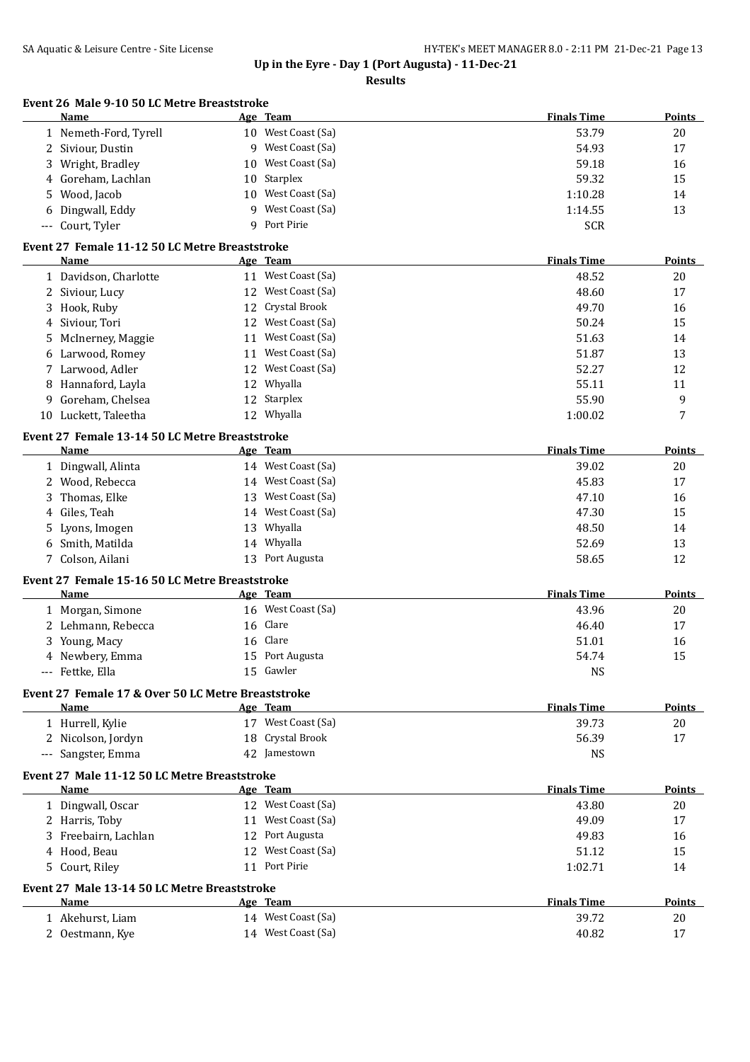# Up in the Eyre - Day 1 (Port Augusta) - 11-Dec-21

## Results

### Event 26 Male 9-10 50 LC Metre Breaststroke

| | Name | Age | Team | Finals Time | Points |
|---|---|---|---|---|---|
| 1 | Nemeth-Ford, Tyrell | 10 | West Coast (Sa) | 53.79 | 20 |
| 2 | Siviour, Dustin | 9 | West Coast (Sa) | 54.93 | 17 |
| 3 | Wright, Bradley | 10 | West Coast (Sa) | 59.18 | 16 |
| 4 | Goreham, Lachlan | 10 | Starplex | 59.32 | 15 |
| 5 | Wood, Jacob | 10 | West Coast (Sa) | 1:10.28 | 14 |
| 6 | Dingwall, Eddy | 9 | West Coast (Sa) | 1:14.55 | 13 |
| --- | Court, Tyler | 9 | Port Pirie | SCR | |

### Event 27 Female 11-12 50 LC Metre Breaststroke

| | Name | Age | Team | Finals Time | Points |
|---|---|---|---|---|---|
| 1 | Davidson, Charlotte | 11 | West Coast (Sa) | 48.52 | 20 |
| 2 | Siviour, Lucy | 12 | West Coast (Sa) | 48.60 | 17 |
| 3 | Hook, Ruby | 12 | Crystal Brook | 49.70 | 16 |
| 4 | Siviour, Tori | 12 | West Coast (Sa) | 50.24 | 15 |
| 5 | McInerney, Maggie | 11 | West Coast (Sa) | 51.63 | 14 |
| 6 | Larwood, Romey | 11 | West Coast (Sa) | 51.87 | 13 |
| 7 | Larwood, Adler | 12 | West Coast (Sa) | 52.27 | 12 |
| 8 | Hannaford, Layla | 12 | Whyalla | 55.11 | 11 |
| 9 | Goreham, Chelsea | 12 | Starplex | 55.90 | 9 |
| 10 | Luckett, Taleetha | 12 | Whyalla | 1:00.02 | 7 |

### Event 27 Female 13-14 50 LC Metre Breaststroke

| | Name | Age | Team | Finals Time | Points |
|---|---|---|---|---|---|
| 1 | Dingwall, Alinta | 14 | West Coast (Sa) | 39.02 | 20 |
| 2 | Wood, Rebecca | 14 | West Coast (Sa) | 45.83 | 17 |
| 3 | Thomas, Elke | 13 | West Coast (Sa) | 47.10 | 16 |
| 4 | Giles, Teah | 14 | West Coast (Sa) | 47.30 | 15 |
| 5 | Lyons, Imogen | 13 | Whyalla | 48.50 | 14 |
| 6 | Smith, Matilda | 14 | Whyalla | 52.69 | 13 |
| 7 | Colson, Ailani | 13 | Port Augusta | 58.65 | 12 |

### Event 27 Female 15-16 50 LC Metre Breaststroke

| | Name | Age | Team | Finals Time | Points |
|---|---|---|---|---|---|
| 1 | Morgan, Simone | 16 | West Coast (Sa) | 43.96 | 20 |
| 2 | Lehmann, Rebecca | 16 | Clare | 46.40 | 17 |
| 3 | Young, Macy | 16 | Clare | 51.01 | 16 |
| 4 | Newbery, Emma | 15 | Port Augusta | 54.74 | 15 |
| --- | Fettke, Ella | 15 | Gawler | NS | |

### Event 27 Female 17 & Over 50 LC Metre Breaststroke

| | Name | Age | Team | Finals Time | Points |
|---|---|---|---|---|---|
| 1 | Hurrell, Kylie | 17 | West Coast (Sa) | 39.73 | 20 |
| 2 | Nicolson, Jordyn | 18 | Crystal Brook | 56.39 | 17 |
| --- | Sangster, Emma | 42 | Jamestown | NS | |

### Event 27 Male 11-12 50 LC Metre Breaststroke

| | Name | Age | Team | Finals Time | Points |
|---|---|---|---|---|---|
| 1 | Dingwall, Oscar | 12 | West Coast (Sa) | 43.80 | 20 |
| 2 | Harris, Toby | 11 | West Coast (Sa) | 49.09 | 17 |
| 3 | Freebairn, Lachlan | 12 | Port Augusta | 49.83 | 16 |
| 4 | Hood, Beau | 12 | West Coast (Sa) | 51.12 | 15 |
| 5 | Court, Riley | 11 | Port Pirie | 1:02.71 | 14 |

### Event 27 Male 13-14 50 LC Metre Breaststroke

| | Name | Age | Team | Finals Time | Points |
|---|---|---|---|---|---|
| 1 | Akehurst, Liam | 14 | West Coast (Sa) | 39.72 | 20 |
| 2 | Oestmann, Kye | 14 | West Coast (Sa) | 40.82 | 17 |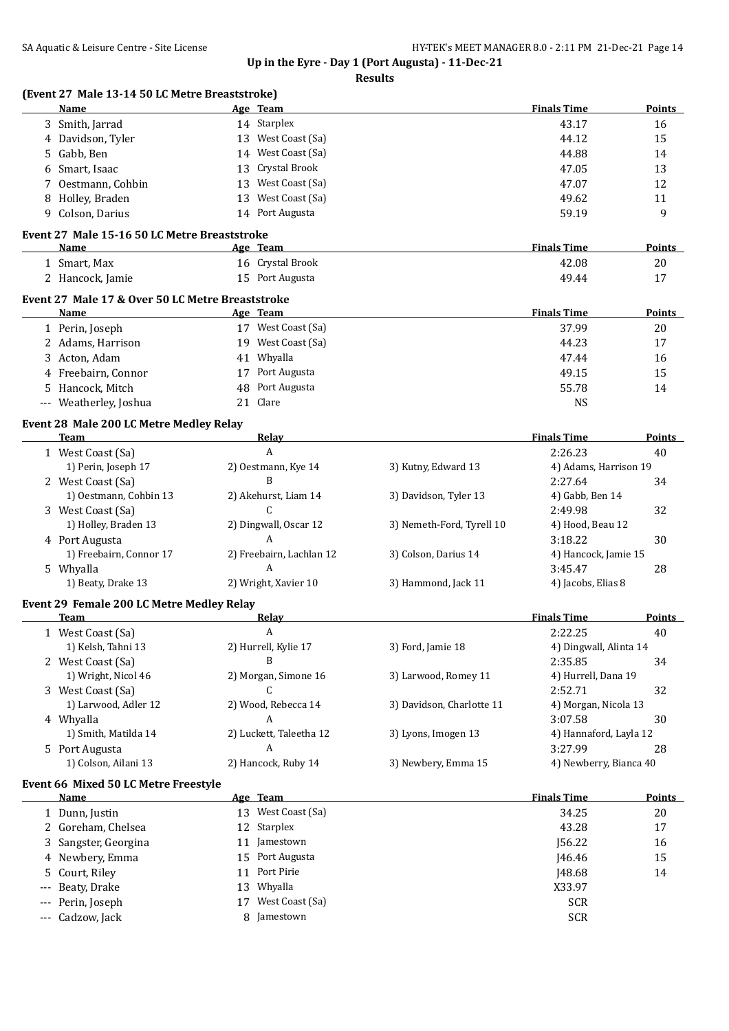**Up in the Eyre - Day 1 (Port Augusta) - 11-Dec-21**

**Results**

### (Event 27 Male 13-14 50 LC Metre Breaststroke)

| | Name | Age | Team | Finals Time | Points |
|---|---|---|---|---|---|
| 3 | Smith, Jarrad | 14 | Starplex | 43.17 | 16 |
| 4 | Davidson, Tyler | 13 | West Coast (Sa) | 44.12 | 15 |
| 5 | Gabb, Ben | 14 | West Coast (Sa) | 44.88 | 14 |
| 6 | Smart, Isaac | 13 | Crystal Brook | 47.05 | 13 |
| 7 | Oestmann, Cohbin | 13 | West Coast (Sa) | 47.07 | 12 |
| 8 | Holley, Braden | 13 | West Coast (Sa) | 49.62 | 11 |
| 9 | Colson, Darius | 14 | Port Augusta | 59.19 | 9 |

### Event 27 Male 15-16 50 LC Metre Breaststroke

| | Name | Age | Team | Finals Time | Points |
|---|---|---|---|---|---|
| 1 | Smart, Max | 16 | Crystal Brook | 42.08 | 20 |
| 2 | Hancock, Jamie | 15 | Port Augusta | 49.44 | 17 |

### Event 27 Male 17 & Over 50 LC Metre Breaststroke

| | Name | Age | Team | Finals Time | Points |
|---|---|---|---|---|---|
| 1 | Perin, Joseph | 17 | West Coast (Sa) | 37.99 | 20 |
| 2 | Adams, Harrison | 19 | West Coast (Sa) | 44.23 | 17 |
| 3 | Acton, Adam | 41 | Whyalla | 47.44 | 16 |
| 4 | Freebairn, Connor | 17 | Port Augusta | 49.15 | 15 |
| 5 | Hancock, Mitch | 48 | Port Augusta | 55.78 | 14 |
| --- | Weatherley, Joshua | 21 | Clare | NS | |

### Event 28 Male 200 LC Metre Medley Relay

| | Team | Relay | | Finals Time | Points |
|---|---|---|---|---|---|
| 1 | West Coast (Sa) | A | | 2:26.23 | 40 |
| | 1) Perin, Joseph 17 | 2) Oestmann, Kye 14 | 3) Kutny, Edward 13 | 4) Adams, Harrison 19 | |
| 2 | West Coast (Sa) | B | | 2:27.64 | 34 |
| | 1) Oestmann, Cohbin 13 | 2) Akehurst, Liam 14 | 3) Davidson, Tyler 13 | 4) Gabb, Ben 14 | |
| 3 | West Coast (Sa) | C | | 2:49.98 | 32 |
| | 1) Holley, Braden 13 | 2) Dingwall, Oscar 12 | 3) Nemeth-Ford, Tyrell 10 | 4) Hood, Beau 12 | |
| 4 | Port Augusta | A | | 3:18.22 | 30 |
| | 1) Freebairn, Connor 17 | 2) Freebairn, Lachlan 12 | 3) Colson, Darius 14 | 4) Hancock, Jamie 15 | |
| 5 | Whyalla | A | | 3:45.47 | 28 |
| | 1) Beaty, Drake 13 | 2) Wright, Xavier 10 | 3) Hammond, Jack 11 | 4) Jacobs, Elias 8 | |

### Event 29 Female 200 LC Metre Medley Relay

| | Team | Relay | | Finals Time | Points |
|---|---|---|---|---|---|
| 1 | West Coast (Sa) | A | | 2:22.25 | 40 |
| | 1) Kelsh, Tahni 13 | 2) Hurrell, Kylie 17 | 3) Ford, Jamie 18 | 4) Dingwall, Alinta 14 | |
| 2 | West Coast (Sa) | B | | 2:35.85 | 34 |
| | 1) Wright, Nicol 46 | 2) Morgan, Simone 16 | 3) Larwood, Romey 11 | 4) Hurrell, Dana 19 | |
| 3 | West Coast (Sa) | C | | 2:52.71 | 32 |
| | 1) Larwood, Adler 12 | 2) Wood, Rebecca 14 | 3) Davidson, Charlotte 11 | 4) Morgan, Nicola 13 | |
| 4 | Whyalla | A | | 3:07.58 | 30 |
| | 1) Smith, Matilda 14 | 2) Luckett, Taleetha 12 | 3) Lyons, Imogen 13 | 4) Hannaford, Layla 12 | |
| 5 | Port Augusta | A | | 3:27.99 | 28 |
| | 1) Colson, Ailani 13 | 2) Hancock, Ruby 14 | 3) Newbery, Emma 15 | 4) Newberry, Bianca 40 | |

### Event 66 Mixed 50 LC Metre Freestyle

| | Name | Age | Team | Finals Time | Points |
|---|---|---|---|---|---|
| 1 | Dunn, Justin | 13 | West Coast (Sa) | 34.25 | 20 |
| 2 | Goreham, Chelsea | 12 | Starplex | 43.28 | 17 |
| 3 | Sangster, Georgina | 11 | Jamestown | J56.22 | 16 |
| 4 | Newbery, Emma | 15 | Port Augusta | J46.46 | 15 |
| 5 | Court, Riley | 11 | Port Pirie | J48.68 | 14 |
| --- | Beaty, Drake | 13 | Whyalla | X33.97 | |
| --- | Perin, Joseph | 17 | West Coast (Sa) | SCR | |
| --- | Cadzow, Jack | 8 | Jamestown | SCR | |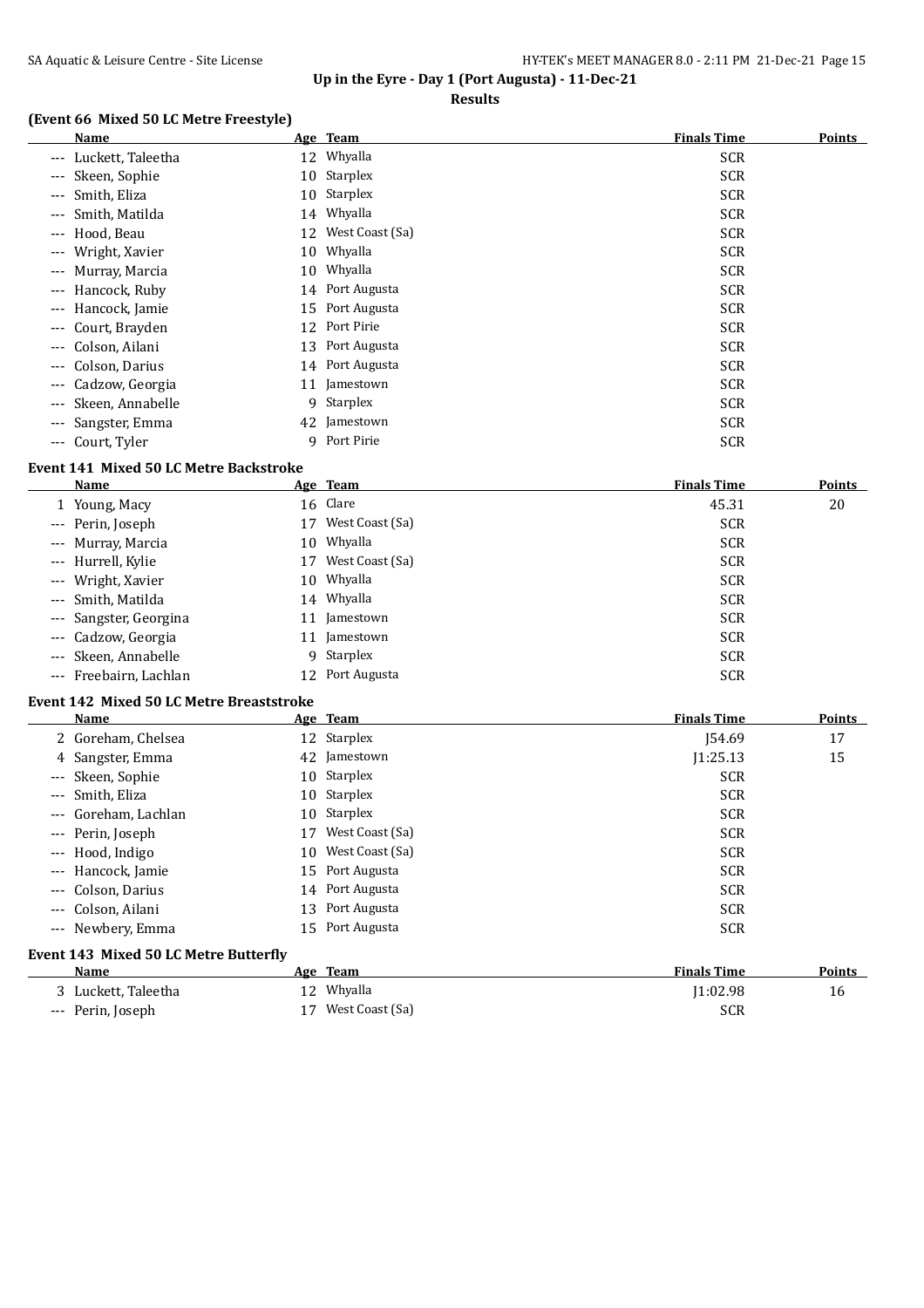**Up in the Eyre - Day 1 (Port Augusta) - 11-Dec-21**

**Results**

### (Event 66 Mixed 50 LC Metre Freestyle)

| | Name | Age | Team | Finals Time | Points |
|---|---|---|---|---|---|
| --- | Luckett, Taleetha | 12 | Whyalla | SCR | |
| --- | Skeen, Sophie | 10 | Starplex | SCR | |
| --- | Smith, Eliza | 10 | Starplex | SCR | |
| --- | Smith, Matilda | 14 | Whyalla | SCR | |
| --- | Hood, Beau | 12 | West Coast (Sa) | SCR | |
| --- | Wright, Xavier | 10 | Whyalla | SCR | |
| --- | Murray, Marcia | 10 | Whyalla | SCR | |
| --- | Hancock, Ruby | 14 | Port Augusta | SCR | |
| --- | Hancock, Jamie | 15 | Port Augusta | SCR | |
| --- | Court, Brayden | 12 | Port Pirie | SCR | |
| --- | Colson, Ailani | 13 | Port Augusta | SCR | |
| --- | Colson, Darius | 14 | Port Augusta | SCR | |
| --- | Cadzow, Georgia | 11 | Jamestown | SCR | |
| --- | Skeen, Annabelle | 9 | Starplex | SCR | |
| --- | Sangster, Emma | 42 | Jamestown | SCR | |
| --- | Court, Tyler | 9 | Port Pirie | SCR | |

### Event 141 Mixed 50 LC Metre Backstroke

| | Name | Age | Team | Finals Time | Points |
|---|---|---|---|---|---|
| 1 | Young, Macy | 16 | Clare | 45.31 | 20 |
| --- | Perin, Joseph | 17 | West Coast (Sa) | SCR | |
| --- | Murray, Marcia | 10 | Whyalla | SCR | |
| --- | Hurrell, Kylie | 17 | West Coast (Sa) | SCR | |
| --- | Wright, Xavier | 10 | Whyalla | SCR | |
| --- | Smith, Matilda | 14 | Whyalla | SCR | |
| --- | Sangster, Georgina | 11 | Jamestown | SCR | |
| --- | Cadzow, Georgia | 11 | Jamestown | SCR | |
| --- | Skeen, Annabelle | 9 | Starplex | SCR | |
| --- | Freebairn, Lachlan | 12 | Port Augusta | SCR | |

### Event 142 Mixed 50 LC Metre Breaststroke

| | Name | Age | Team | Finals Time | Points |
|---|---|---|---|---|---|
| 2 | Goreham, Chelsea | 12 | Starplex | J54.69 | 17 |
| 4 | Sangster, Emma | 42 | Jamestown | J1:25.13 | 15 |
| --- | Skeen, Sophie | 10 | Starplex | SCR | |
| --- | Smith, Eliza | 10 | Starplex | SCR | |
| --- | Goreham, Lachlan | 10 | Starplex | SCR | |
| --- | Perin, Joseph | 17 | West Coast (Sa) | SCR | |
| --- | Hood, Indigo | 10 | West Coast (Sa) | SCR | |
| --- | Hancock, Jamie | 15 | Port Augusta | SCR | |
| --- | Colson, Darius | 14 | Port Augusta | SCR | |
| --- | Colson, Ailani | 13 | Port Augusta | SCR | |
| --- | Newbery, Emma | 15 | Port Augusta | SCR | |

### Event 143 Mixed 50 LC Metre Butterfly

| | Name | Age | Team | Finals Time | Points |
|---|---|---|---|---|---|
| 3 | Luckett, Taleetha | 12 | Whyalla | J1:02.98 | 16 |
| --- | Perin, Joseph | 17 | West Coast (Sa) | SCR | |